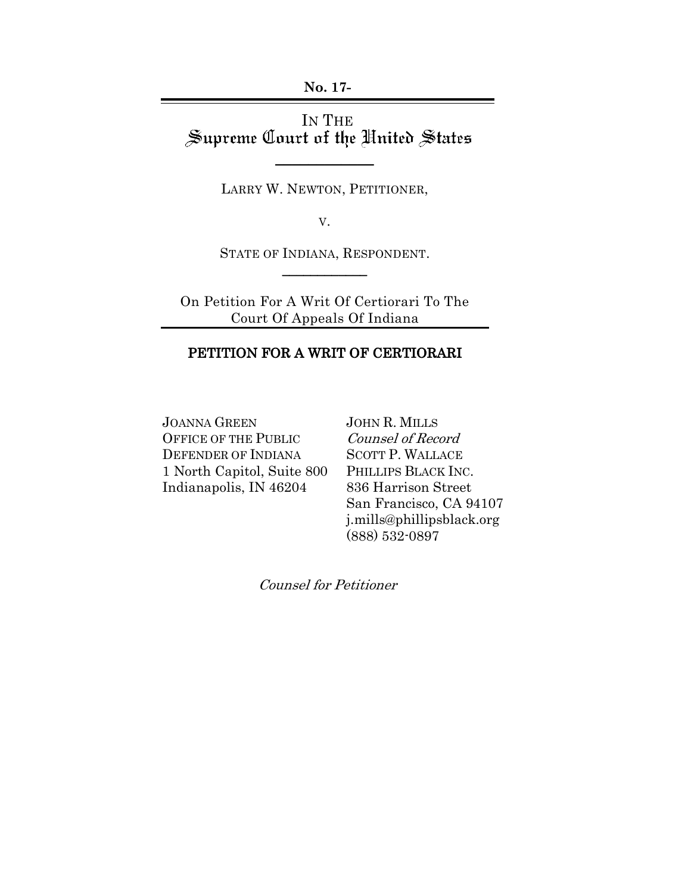No. 17-

IN THE
Supreme Court of the United States

LARRY W. NEWTON, PETITIONER,

V.

STATE OF INDIANA, RESPONDENT.

On Petition For A Writ Of Certiorari To The Court Of Appeals Of Indiana

## PETITION FOR A WRIT OF CERTIORARI

JOANNA GREEN
OFFICE OF THE PUBLIC DEFENDER OF INDIANA
1 North Capitol, Suite 800
Indianapolis, IN 46204

JOHN R. MILLS
*Counsel of Record*
SCOTT P. WALLACE
PHILLIPS BLACK INC.
836 Harrison Street
San Francisco, CA 94107
j.mills@phillipsblack.org
(888) 532-0897

*Counsel for Petitioner*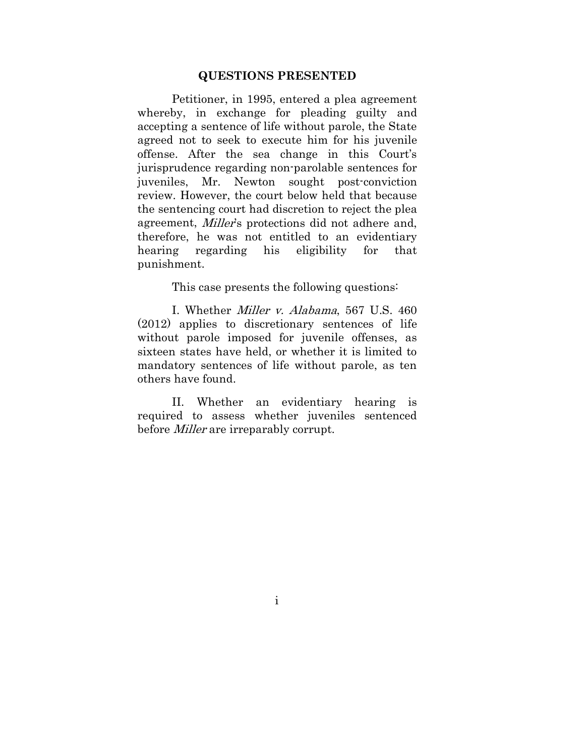## QUESTIONS PRESENTED

Petitioner, in 1995, entered a plea agreement whereby, in exchange for pleading guilty and accepting a sentence of life without parole, the State agreed not to seek to execute him for his juvenile offense. After the sea change in this Court's jurisprudence regarding non-parolable sentences for juveniles, Mr. Newton sought post-conviction review. However, the court below held that because the sentencing court had discretion to reject the plea agreement, *Miller*'s protections did not adhere and, therefore, he was not entitled to an evidentiary hearing regarding his eligibility for that punishment.

This case presents the following questions:

I. Whether *Miller v. Alabama*, 567 U.S. 460 (2012) applies to discretionary sentences of life without parole imposed for juvenile offenses, as sixteen states have held, or whether it is limited to mandatory sentences of life without parole, as ten others have found.

II. Whether an evidentiary hearing is required to assess whether juveniles sentenced before *Miller* are irreparably corrupt.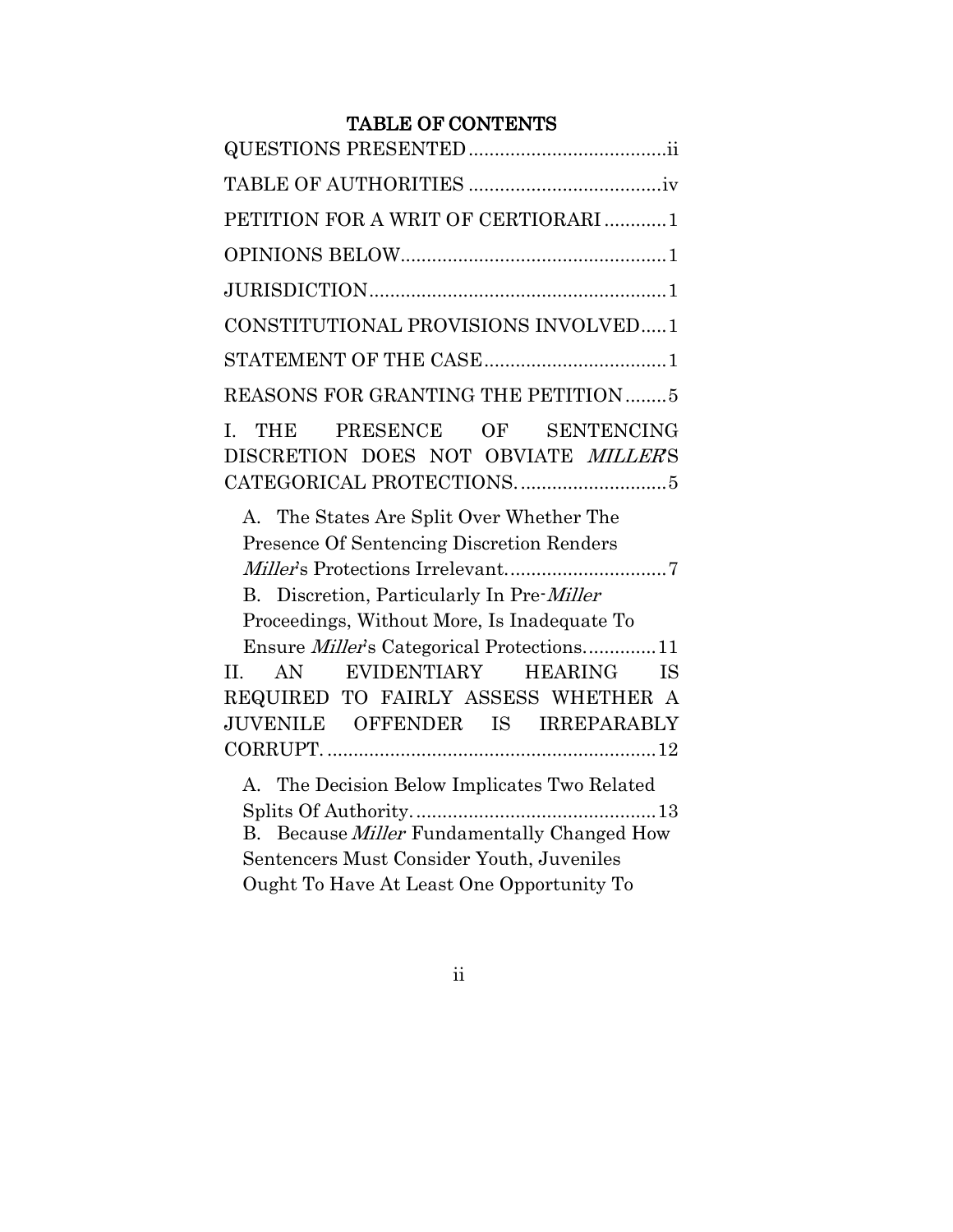## TABLE OF CONTENTS

QUESTIONS PRESENTED ...................................... ii

TABLE OF AUTHORITIES ..................................... iv

PETITION FOR A WRIT OF CERTIORARI ............ 1

OPINIONS BELOW................................................... 1

JURISDICTION......................................................... 1

CONSTITUTIONAL PROVISIONS INVOLVED..... 1

STATEMENT OF THE CASE................................... 1

REASONS FOR GRANTING THE PETITION........ 5

I. THE PRESENCE OF SENTENCING DISCRETION DOES NOT OBVIATE *MILLER*'S CATEGORICAL PROTECTIONS. ........................... 5

A. The States Are Split Over Whether The Presence Of Sentencing Discretion Renders *Miller*'s Protections Irrelevant. .............................. 7

B. Discretion, Particularly In Pre-*Miller* Proceedings, Without More, Is Inadequate To Ensure *Miller*'s Categorical Protections. ............ 11

II. AN EVIDENTIARY HEARING IS REQUIRED TO FAIRLY ASSESS WHETHER A JUVENILE OFFENDER IS IRREPARABLY CORRUPT. ............................................................... 12

A. The Decision Below Implicates Two Related Splits Of Authority. ............................................. 13

B. Because *Miller* Fundamentally Changed How Sentencers Must Consider Youth, Juveniles Ought To Have At Least One Opportunity To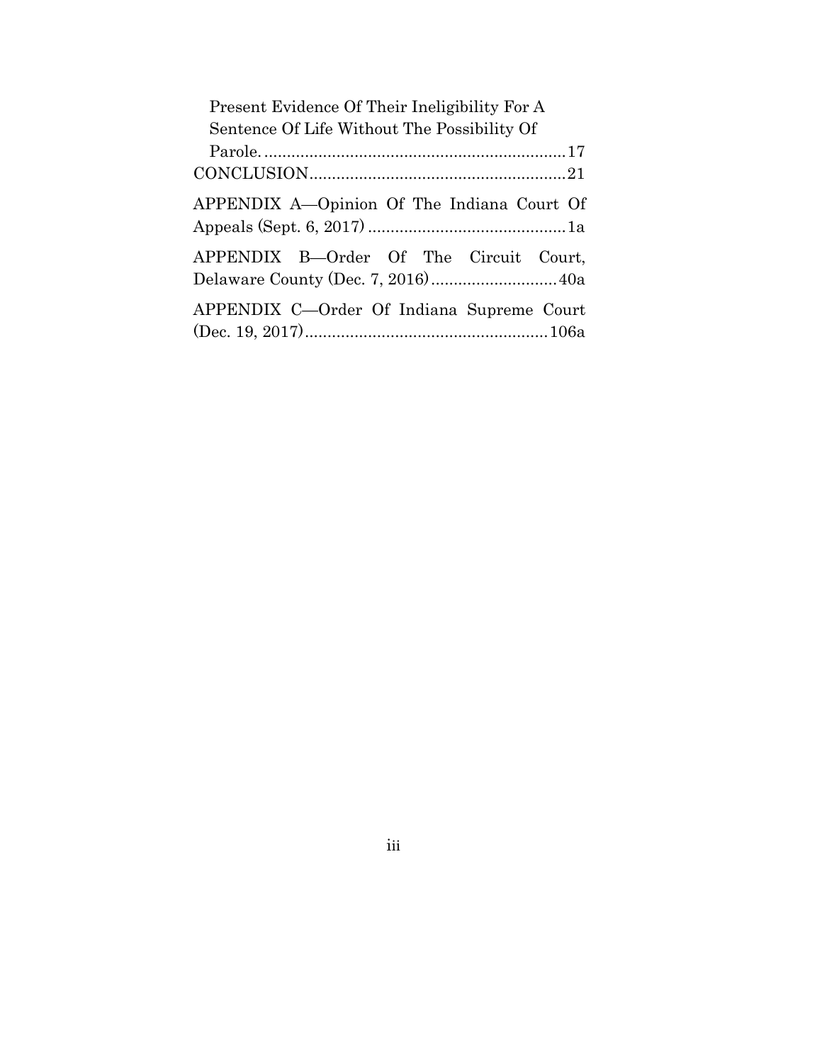Present Evidence Of Their Ineligibility For A Sentence Of Life Without The Possibility Of Parole. .................................................................17

CONCLUSION.........................................................21

APPENDIX A—Opinion Of The Indiana Court Of Appeals (Sept. 6, 2017) ............................................1a

APPENDIX B—Order Of The Circuit Court, Delaware County (Dec. 7, 2016)............................40a

APPENDIX C—Order Of Indiana Supreme Court (Dec. 19, 2017)......................................................106a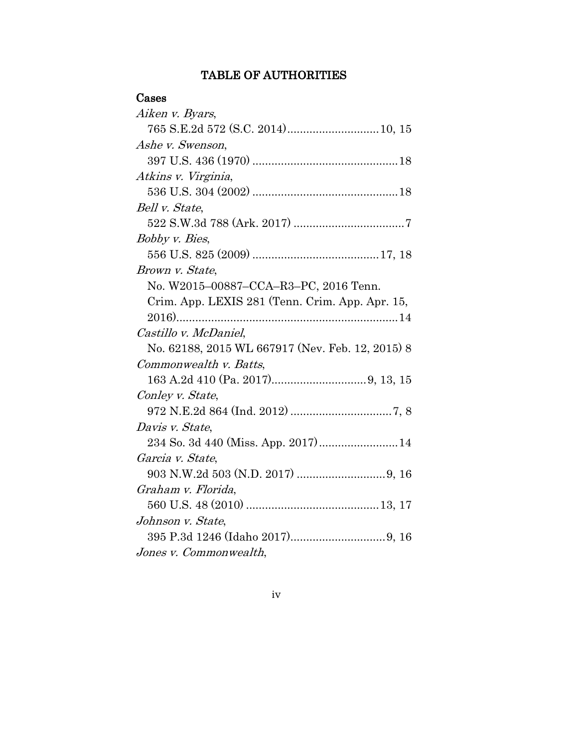## TABLE OF AUTHORITIES

### Cases

*Aiken v. Byars*,
765 S.E.2d 572 (S.C. 2014)............................10, 15

*Ashe v. Swenson*,
397 U.S. 436 (1970) .............................................18

*Atkins v. Virginia*,
536 U.S. 304 (2002) .............................................18

*Bell v. State*,
522 S.W.3d 788 (Ark. 2017) ..................................7

*Bobby v. Bies*,
556 U.S. 825 (2009) .......................................17, 18

*Brown v. State*,
No. W2015–00887–CCA–R3–PC, 2016 Tenn. Crim. App. LEXIS 281 (Tenn. Crim. App. Apr. 15, 2016).....................................................................14

*Castillo v. McDaniel*,
No. 62188, 2015 WL 667917 (Nev. Feb. 12, 2015) 8

*Commonwealth v. Batts*,
163 A.2d 410 (Pa. 2017).............................9, 13, 15

*Conley v. State*,
972 N.E.2d 864 (Ind. 2012) ...............................7, 8

*Davis v. State*,
234 So. 3d 440 (Miss. App. 2017)........................14

*Garcia v. State*,
903 N.W.2d 503 (N.D. 2017) ...........................9, 16

*Graham v. Florida*,
560 U.S. 48 (2010) .........................................13, 17

*Johnson v. State*,
395 P.3d 1246 (Idaho 2017).............................9, 16

*Jones v. Commonwealth*,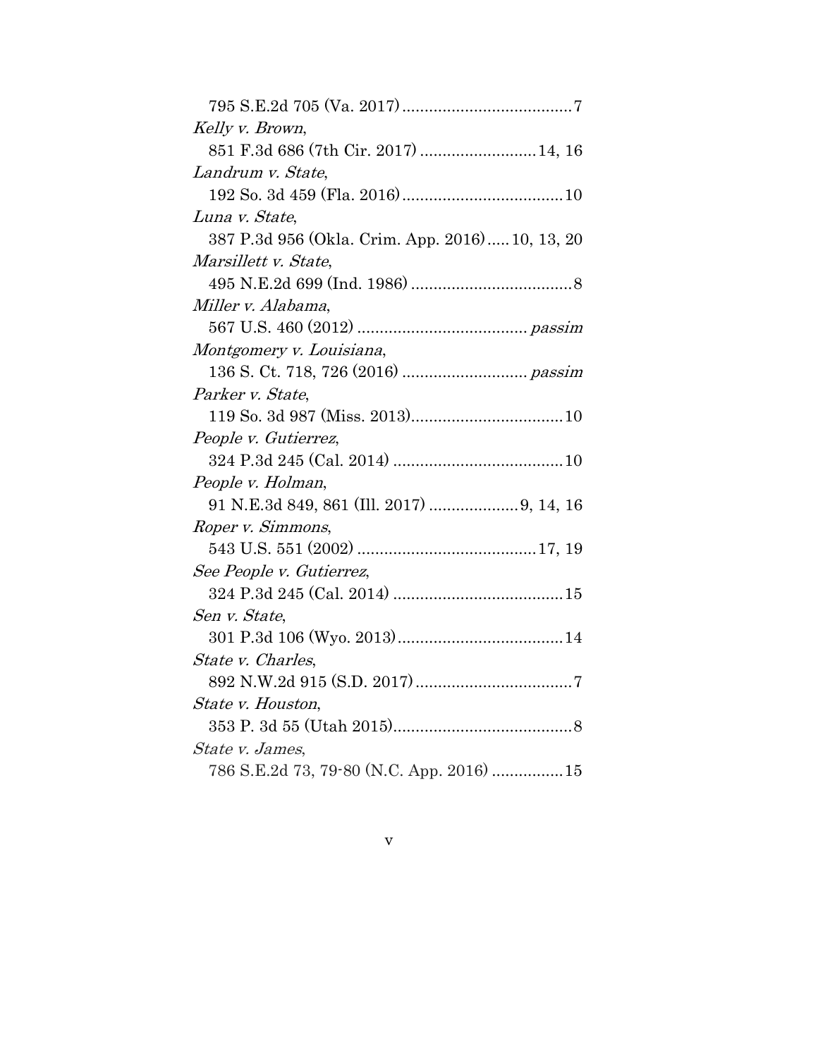795 S.E.2d 705 (Va. 2017) ......................................7

*Kelly v. Brown*,
851 F.3d 686 (7th Cir. 2017) ..........................14, 16

*Landrum v. State*,
192 So. 3d 459 (Fla. 2016) ....................................10

*Luna v. State*,
387 P.3d 956 (Okla. Crim. App. 2016) ..... 10, 13, 20

*Marsillett v. State*,
495 N.E.2d 699 (Ind. 1986) ....................................8

*Miller v. Alabama*,
567 U.S. 460 (2012) ...................................... *passim*

*Montgomery v. Louisiana*,
136 S. Ct. 718, 726 (2016) ............................ *passim*

*Parker v. State*,
119 So. 3d 987 (Miss. 2013)..................................10

*People v. Gutierrez*,
324 P.3d 245 (Cal. 2014) ......................................10

*People v. Holman*,
91 N.E.3d 849, 861 (Ill. 2017) ....................9, 14, 16

*Roper v. Simmons*,
543 U.S. 551 (2002) ........................................17, 19

*See People v. Gutierrez*,
324 P.3d 245 (Cal. 2014) ......................................15

*Sen v. State*,
301 P.3d 106 (Wyo. 2013).....................................14

*State v. Charles*,
892 N.W.2d 915 (S.D. 2017) ...................................7

*State v. Houston*,
353 P. 3d 55 (Utah 2015)........................................8

*State v. James*,
786 S.E.2d 73, 79-80 (N.C. App. 2016) ................15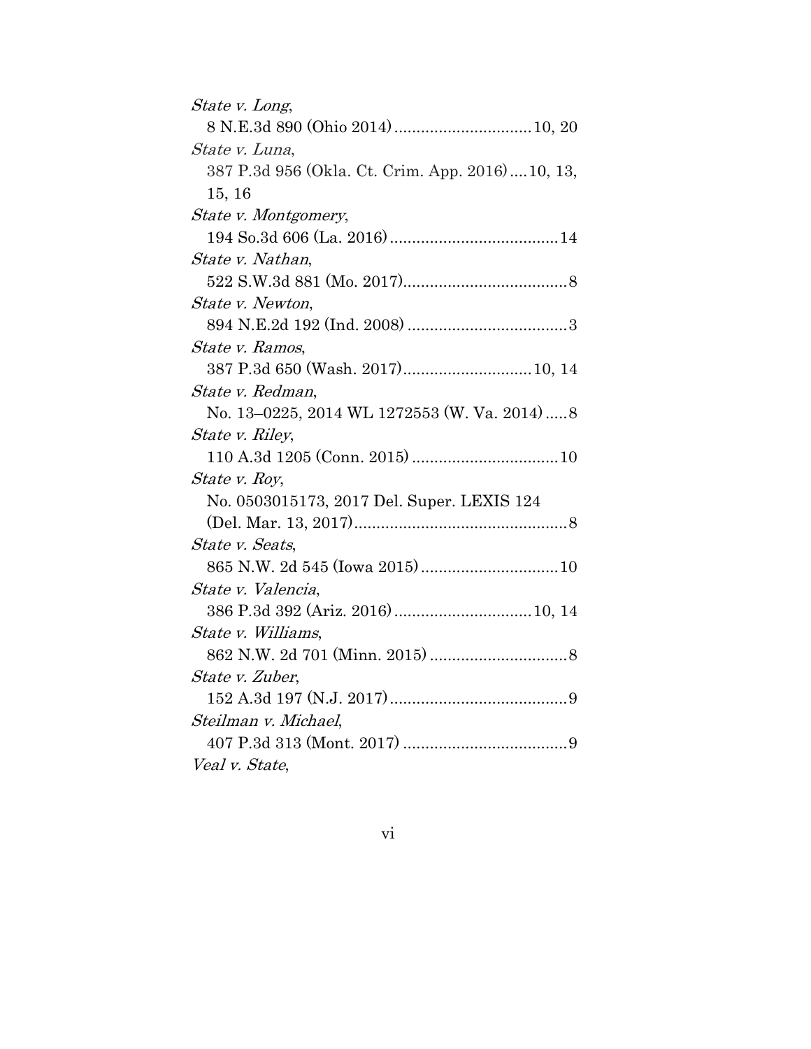*State v. Long*,
  8 N.E.3d 890 (Ohio 2014) .............................. 10, 20

*State v. Luna*,
  387 P.3d 956 (Okla. Ct. Crim. App. 2016) .... 10, 13, 15, 16

*State v. Montgomery*,
  194 So.3d 606 (La. 2016) ...................................... 14

*State v. Nathan*,
  522 S.W.3d 881 (Mo. 2017) ..................................... 8

*State v. Newton*,
  894 N.E.2d 192 (Ind. 2008) .................................... 3

*State v. Ramos*,
  387 P.3d 650 (Wash. 2017) ............................ 10, 14

*State v. Redman*,
  No. 13–0225, 2014 WL 1272553 (W. Va. 2014) ..... 8

*State v. Riley*,
  110 A.3d 1205 (Conn. 2015) ................................. 10

*State v. Roy*,
  No. 0503015173, 2017 Del. Super. LEXIS 124 (Del. Mar. 13, 2017) ................................................ 8

*State v. Seats*,
  865 N.W. 2d 545 (Iowa 2015) ............................... 10

*State v. Valencia*,
  386 P.3d 392 (Ariz. 2016) .............................. 10, 14

*State v. Williams*,
  862 N.W. 2d 701 (Minn. 2015) ............................... 8

*State v. Zuber*,
  152 A.3d 197 (N.J. 2017) ........................................ 9

*Steilman v. Michael*,
  407 P.3d 313 (Mont. 2017) ..................................... 9

*Veal v. State*,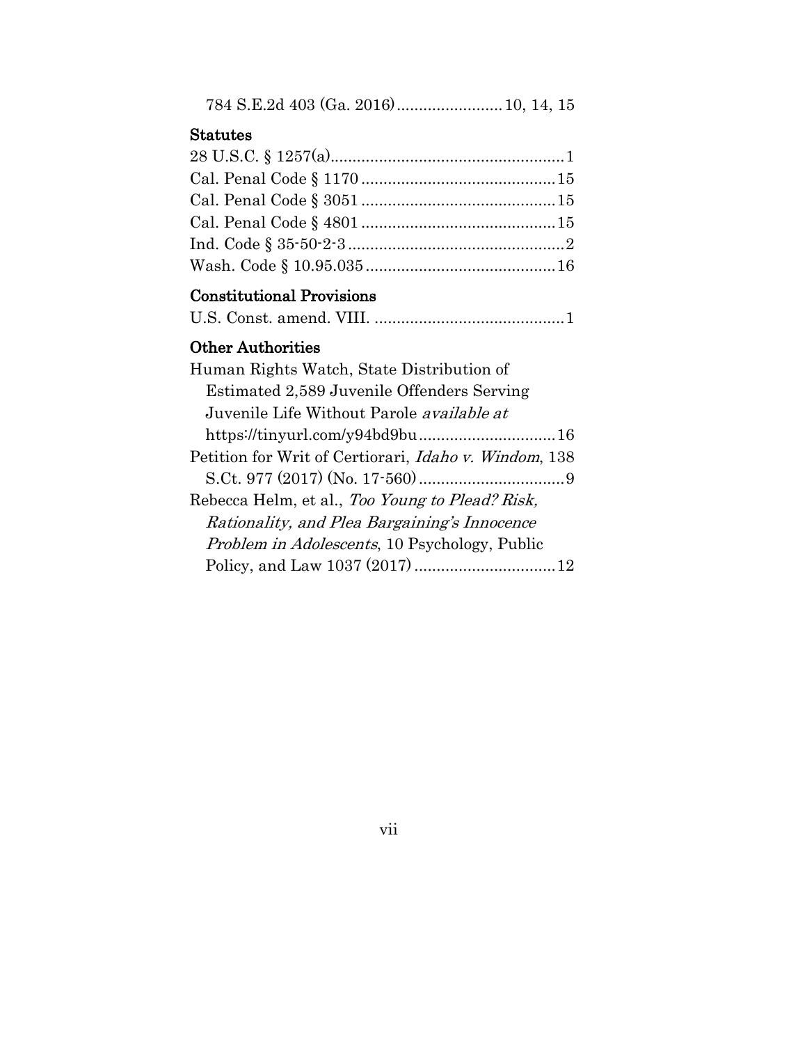784 S.E.2d 403 (Ga. 2016)........................10, 14, 15

## Statutes

28 U.S.C. § 1257(a).....................................................1
Cal. Penal Code § 1170............................................15
Cal. Penal Code § 3051............................................15
Cal. Penal Code § 4801............................................15
Ind. Code § 35-50-2-3.................................................2
Wash. Code § 10.95.035...........................................16

## Constitutional Provisions

U.S. Const. amend. VIII. ...........................................1

## Other Authorities

Human Rights Watch, State Distribution of Estimated 2,589 Juvenile Offenders Serving Juvenile Life Without Parole *available at* https://tinyurl.com/y94bd9bu...............................16

Petition for Writ of Certiorari, *Idaho v. Windom*, 138 S.Ct. 977 (2017) (No. 17-560).................................9

Rebecca Helm, et al., *Too Young to Plead? Risk, Rationality, and Plea Bargaining's Innocence Problem in Adolescents*, 10 Psychology, Public Policy, and Law 1037 (2017)................................12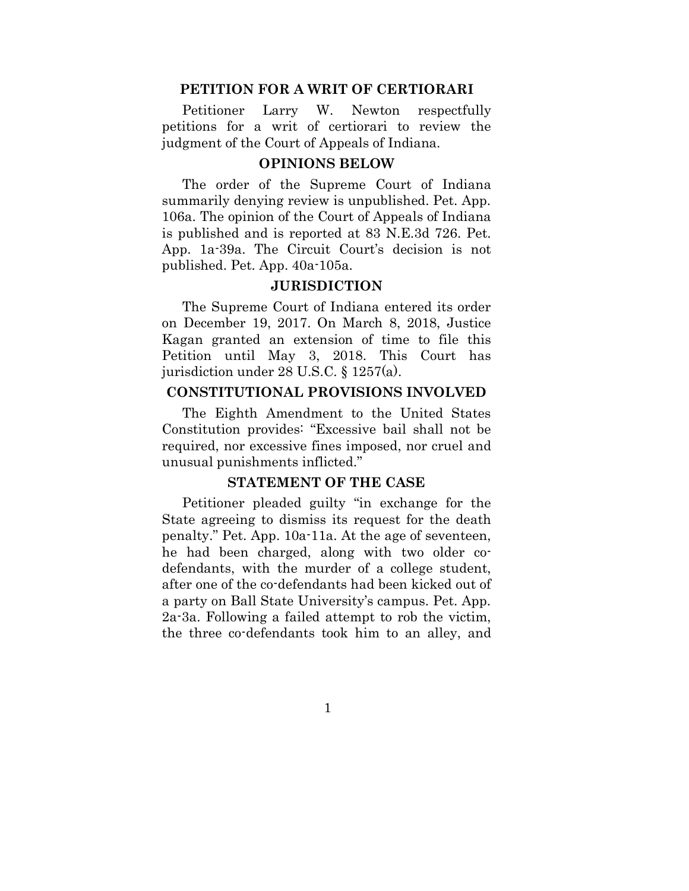## PETITION FOR A WRIT OF CERTIORARI

Petitioner Larry W. Newton respectfully petitions for a writ of certiorari to review the judgment of the Court of Appeals of Indiana.

## OPINIONS BELOW

The order of the Supreme Court of Indiana summarily denying review is unpublished. Pet. App. 106a. The opinion of the Court of Appeals of Indiana is published and is reported at 83 N.E.3d 726. Pet. App. 1a-39a. The Circuit Court's decision is not published. Pet. App. 40a-105a.

## JURISDICTION

The Supreme Court of Indiana entered its order on December 19, 2017. On March 8, 2018, Justice Kagan granted an extension of time to file this Petition until May 3, 2018. This Court has jurisdiction under 28 U.S.C. § 1257(a).

## CONSTITUTIONAL PROVISIONS INVOLVED

The Eighth Amendment to the United States Constitution provides: "Excessive bail shall not be required, nor excessive fines imposed, nor cruel and unusual punishments inflicted."

## STATEMENT OF THE CASE

Petitioner pleaded guilty "in exchange for the State agreeing to dismiss its request for the death penalty." Pet. App. 10a-11a. At the age of seventeen, he had been charged, along with two older co-defendants, with the murder of a college student, after one of the co-defendants had been kicked out of a party on Ball State University's campus. Pet. App. 2a-3a. Following a failed attempt to rob the victim, the three co-defendants took him to an alley, and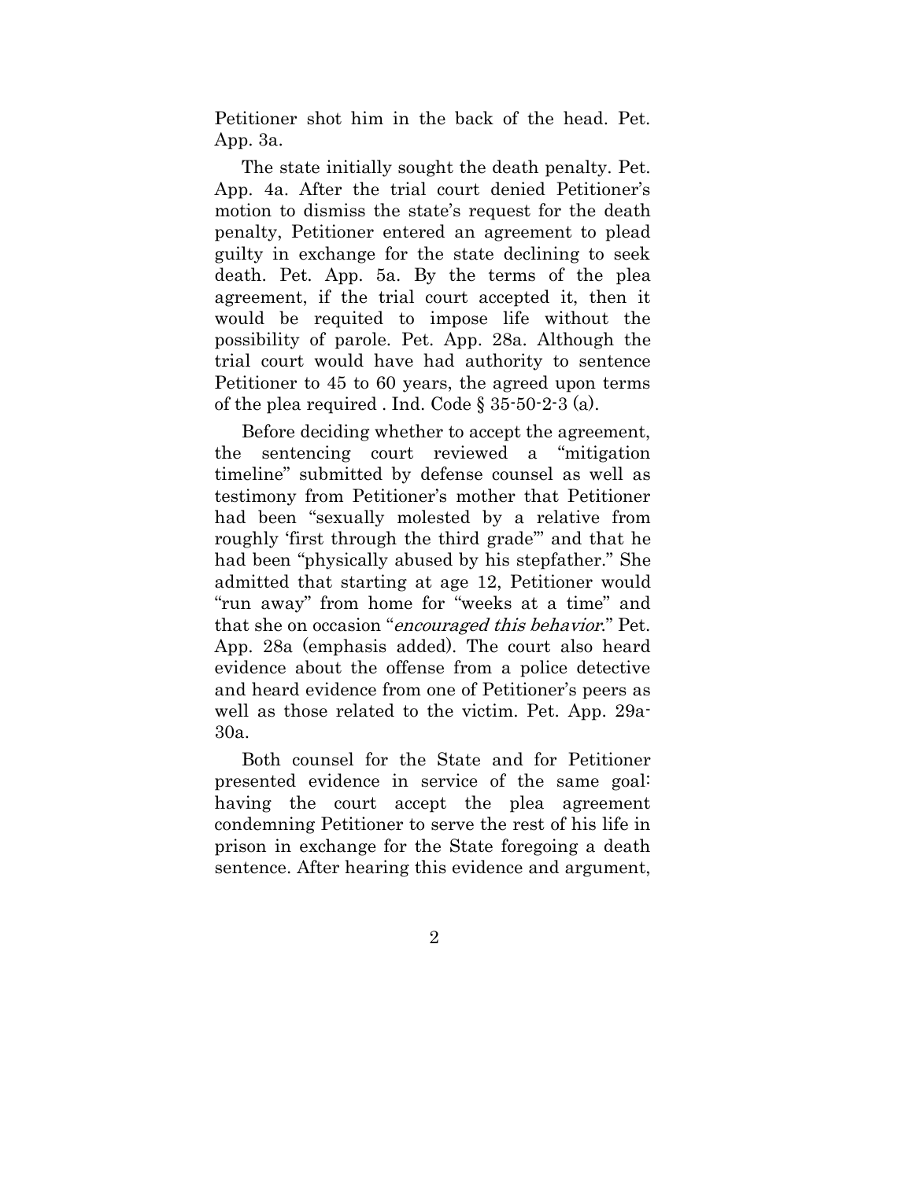Petitioner shot him in the back of the head. Pet. App. 3a.

The state initially sought the death penalty. Pet. App. 4a. After the trial court denied Petitioner's motion to dismiss the state's request for the death penalty, Petitioner entered an agreement to plead guilty in exchange for the state declining to seek death. Pet. App. 5a. By the terms of the plea agreement, if the trial court accepted it, then it would be requited to impose life without the possibility of parole. Pet. App. 28a. Although the trial court would have had authority to sentence Petitioner to 45 to 60 years, the agreed upon terms of the plea required . Ind. Code § 35-50-2-3 (a).

Before deciding whether to accept the agreement, the sentencing court reviewed a "mitigation timeline" submitted by defense counsel as well as testimony from Petitioner's mother that Petitioner had been "sexually molested by a relative from roughly 'first through the third grade'" and that he had been "physically abused by his stepfather." She admitted that starting at age 12, Petitioner would "run away" from home for "weeks at a time" and that she on occasion "*encouraged this behavior*." Pet. App. 28a (emphasis added). The court also heard evidence about the offense from a police detective and heard evidence from one of Petitioner's peers as well as those related to the victim. Pet. App. 29a-30a.

Both counsel for the State and for Petitioner presented evidence in service of the same goal: having the court accept the plea agreement condemning Petitioner to serve the rest of his life in prison in exchange for the State foregoing a death sentence. After hearing this evidence and argument,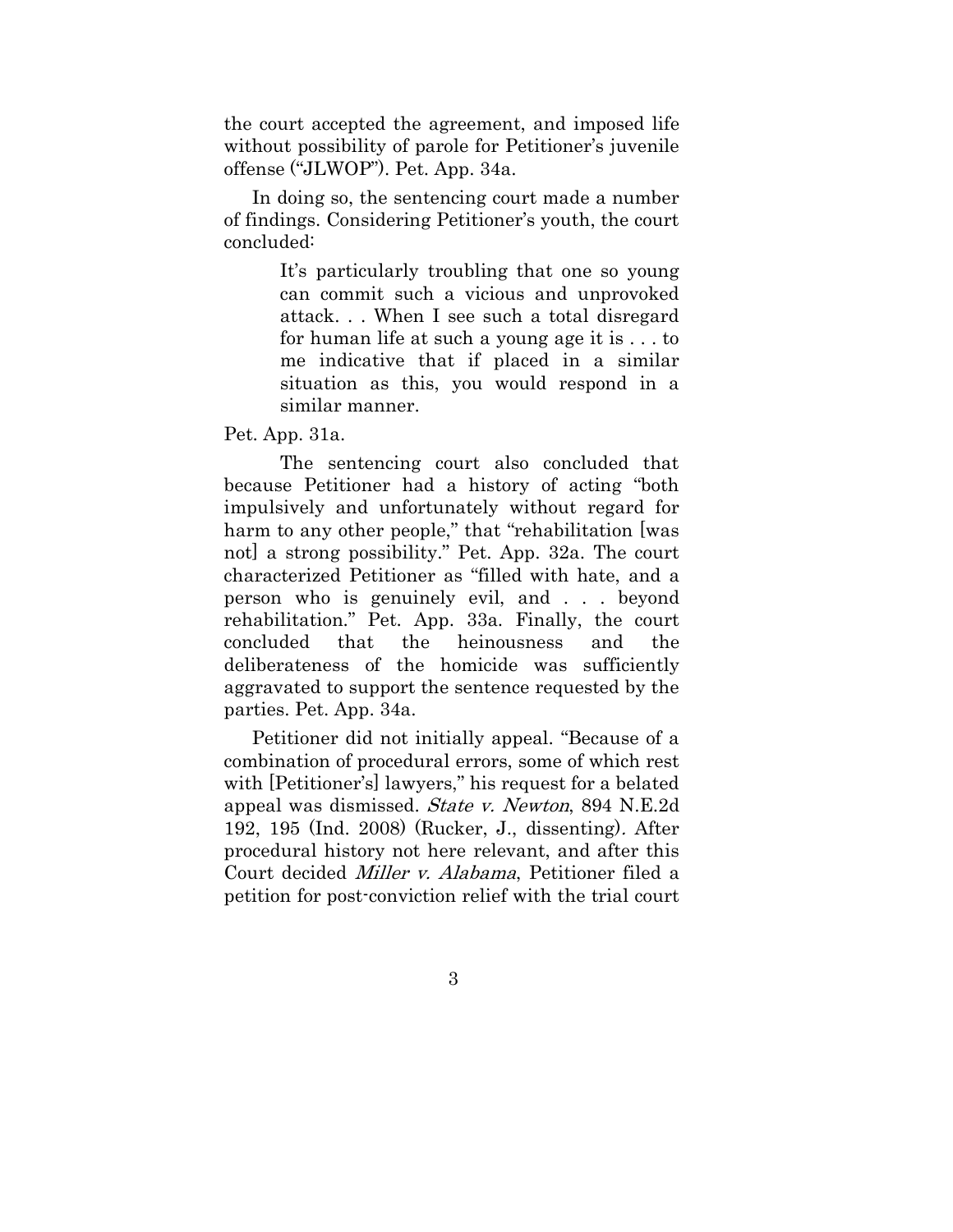the court accepted the agreement, and imposed life without possibility of parole for Petitioner's juvenile offense ("JLWOP"). Pet. App. 34a.

In doing so, the sentencing court made a number of findings. Considering Petitioner's youth, the court concluded:

> It's particularly troubling that one so young can commit such a vicious and unprovoked attack. . . When I see such a total disregard for human life at such a young age it is . . . to me indicative that if placed in a similar situation as this, you would respond in a similar manner.

Pet. App. 31a.

The sentencing court also concluded that because Petitioner had a history of acting "both impulsively and unfortunately without regard for harm to any other people," that "rehabilitation [was not] a strong possibility." Pet. App. 32a. The court characterized Petitioner as "filled with hate, and a person who is genuinely evil, and . . . beyond rehabilitation." Pet. App. 33a. Finally, the court concluded that the heinousness and the deliberateness of the homicide was sufficiently aggravated to support the sentence requested by the parties. Pet. App. 34a.

Petitioner did not initially appeal. "Because of a combination of procedural errors, some of which rest with [Petitioner's] lawyers," his request for a belated appeal was dismissed. *State v. Newton*, 894 N.E.2d 192, 195 (Ind. 2008) (Rucker, J., dissenting). After procedural history not here relevant, and after this Court decided *Miller v. Alabama*, Petitioner filed a petition for post-conviction relief with the trial court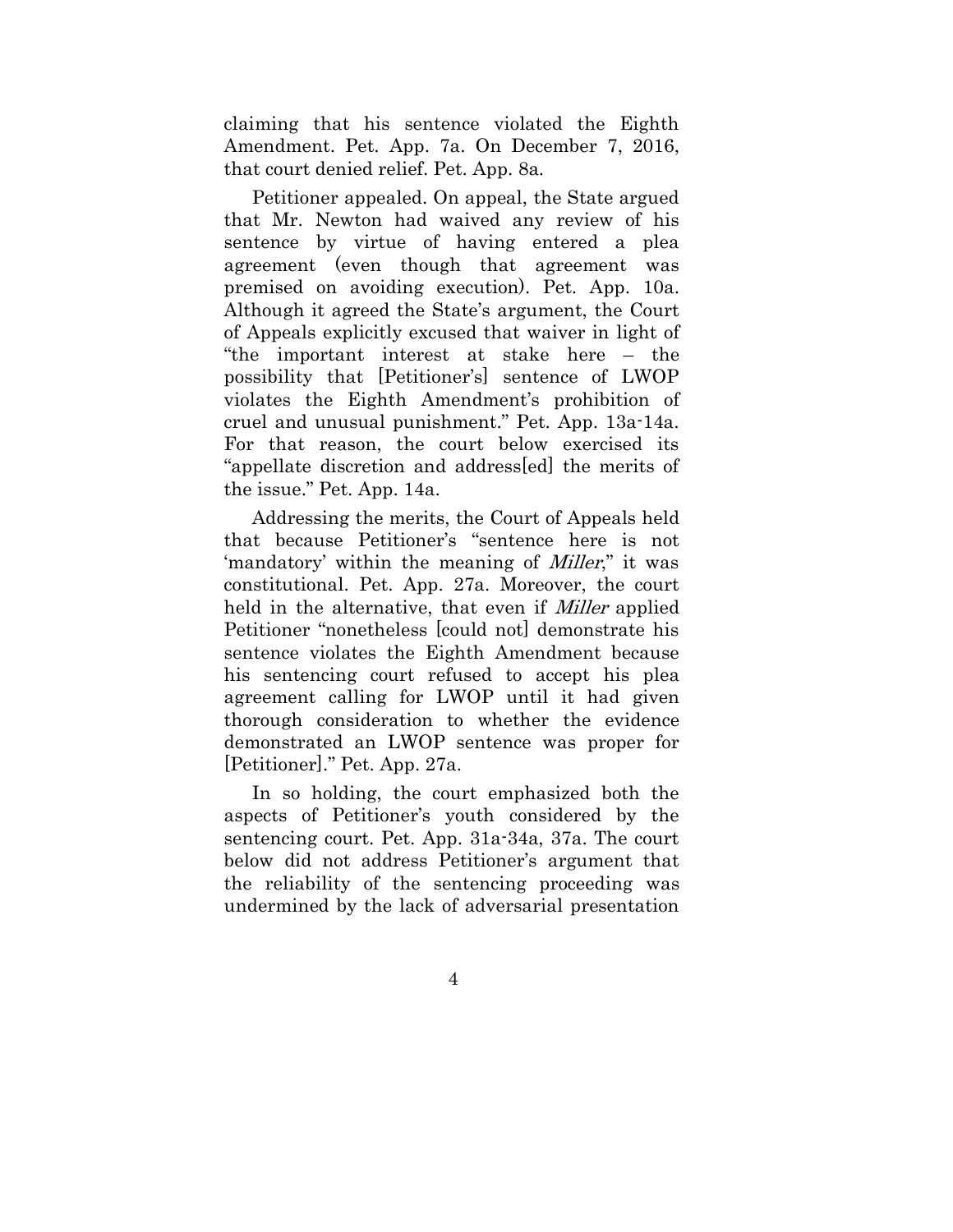claiming that his sentence violated the Eighth Amendment. Pet. App. 7a. On December 7, 2016, that court denied relief. Pet. App. 8a.

Petitioner appealed. On appeal, the State argued that Mr. Newton had waived any review of his sentence by virtue of having entered a plea agreement (even though that agreement was premised on avoiding execution). Pet. App. 10a. Although it agreed the State's argument, the Court of Appeals explicitly excused that waiver in light of "the important interest at stake here – the possibility that [Petitioner's] sentence of LWOP violates the Eighth Amendment's prohibition of cruel and unusual punishment." Pet. App. 13a-14a. For that reason, the court below exercised its "appellate discretion and address[ed] the merits of the issue." Pet. App. 14a.

Addressing the merits, the Court of Appeals held that because Petitioner's "sentence here is not 'mandatory' within the meaning of *Miller*," it was constitutional. Pet. App. 27a. Moreover, the court held in the alternative, that even if *Miller* applied Petitioner "nonetheless [could not] demonstrate his sentence violates the Eighth Amendment because his sentencing court refused to accept his plea agreement calling for LWOP until it had given thorough consideration to whether the evidence demonstrated an LWOP sentence was proper for [Petitioner]." Pet. App. 27a.

In so holding, the court emphasized both the aspects of Petitioner's youth considered by the sentencing court. Pet. App. 31a-34a, 37a. The court below did not address Petitioner's argument that the reliability of the sentencing proceeding was undermined by the lack of adversarial presentation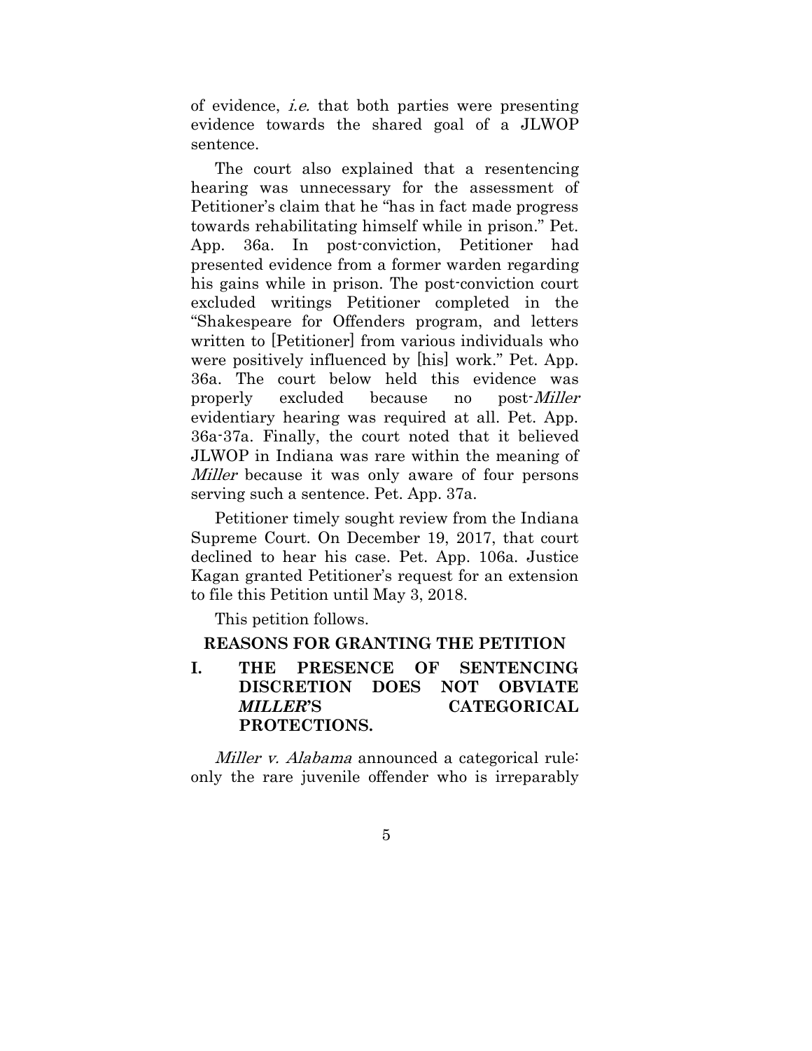of evidence, *i.e.* that both parties were presenting evidence towards the shared goal of a JLWOP sentence.

The court also explained that a resentencing hearing was unnecessary for the assessment of Petitioner's claim that he "has in fact made progress towards rehabilitating himself while in prison." Pet. App. 36a. In post-conviction, Petitioner had presented evidence from a former warden regarding his gains while in prison. The post-conviction court excluded writings Petitioner completed in the "Shakespeare for Offenders program, and letters written to [Petitioner] from various individuals who were positively influenced by [his] work." Pet. App. 36a. The court below held this evidence was properly excluded because no post-*Miller* evidentiary hearing was required at all. Pet. App. 36a-37a. Finally, the court noted that it believed JLWOP in Indiana was rare within the meaning of *Miller* because it was only aware of four persons serving such a sentence. Pet. App. 37a.

Petitioner timely sought review from the Indiana Supreme Court. On December 19, 2017, that court declined to hear his case. Pet. App. 106a. Justice Kagan granted Petitioner's request for an extension to file this Petition until May 3, 2018.

This petition follows.

## REASONS FOR GRANTING THE PETITION

### I. THE PRESENCE OF SENTENCING DISCRETION DOES NOT OBVIATE *MILLER*'S CATEGORICAL PROTECTIONS.

*Miller v. Alabama* announced a categorical rule: only the rare juvenile offender who is irreparably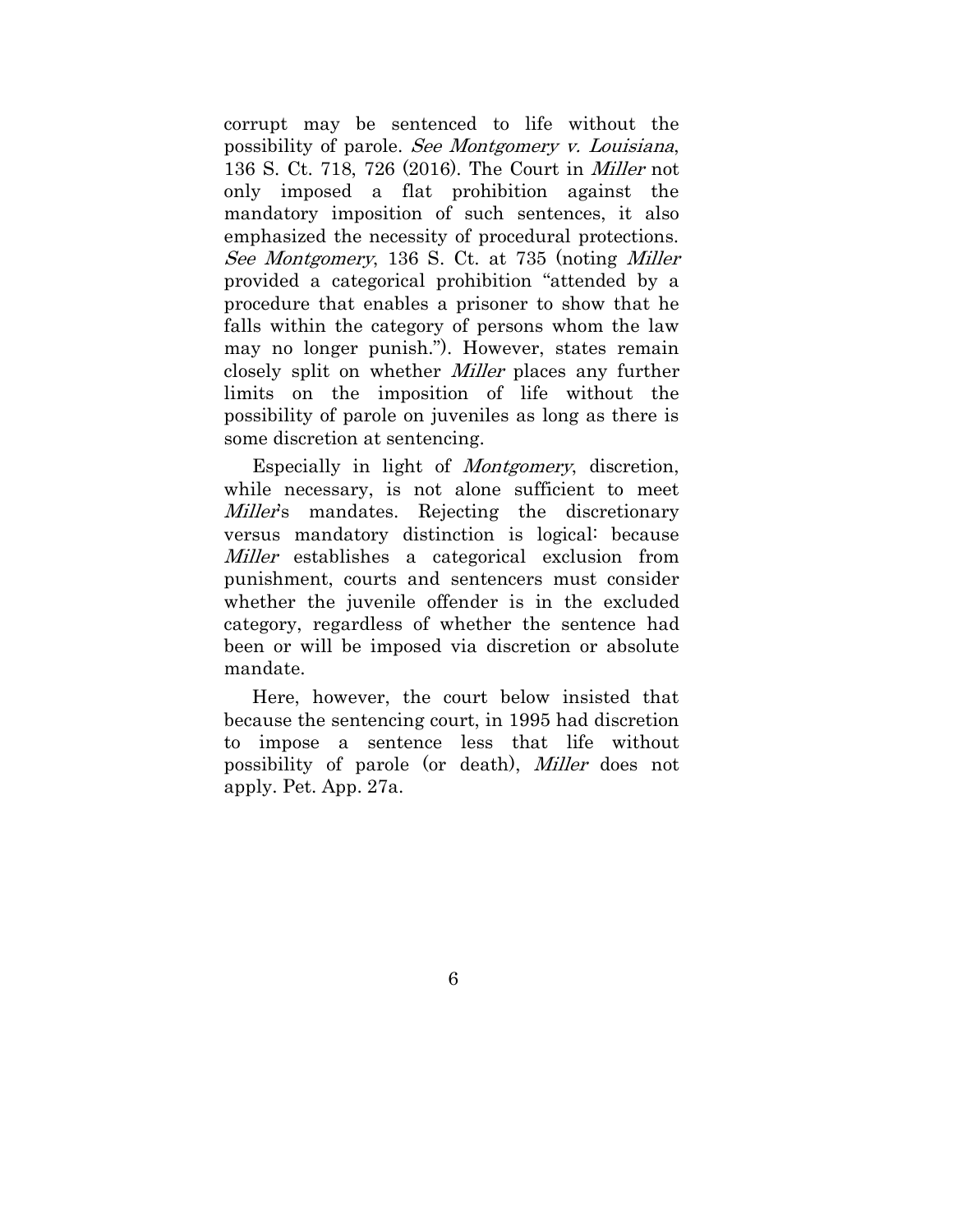corrupt may be sentenced to life without the possibility of parole. *See Montgomery v. Louisiana*, 136 S. Ct. 718, 726 (2016). The Court in *Miller* not only imposed a flat prohibition against the mandatory imposition of such sentences, it also emphasized the necessity of procedural protections. *See Montgomery*, 136 S. Ct. at 735 (noting *Miller* provided a categorical prohibition "attended by a procedure that enables a prisoner to show that he falls within the category of persons whom the law may no longer punish."). However, states remain closely split on whether *Miller* places any further limits on the imposition of life without the possibility of parole on juveniles as long as there is some discretion at sentencing.

Especially in light of *Montgomery*, discretion, while necessary, is not alone sufficient to meet *Miller*'s mandates. Rejecting the discretionary versus mandatory distinction is logical: because *Miller* establishes a categorical exclusion from punishment, courts and sentencers must consider whether the juvenile offender is in the excluded category, regardless of whether the sentence had been or will be imposed via discretion or absolute mandate.

Here, however, the court below insisted that because the sentencing court, in 1995 had discretion to impose a sentence less that life without possibility of parole (or death), *Miller* does not apply. Pet. App. 27a.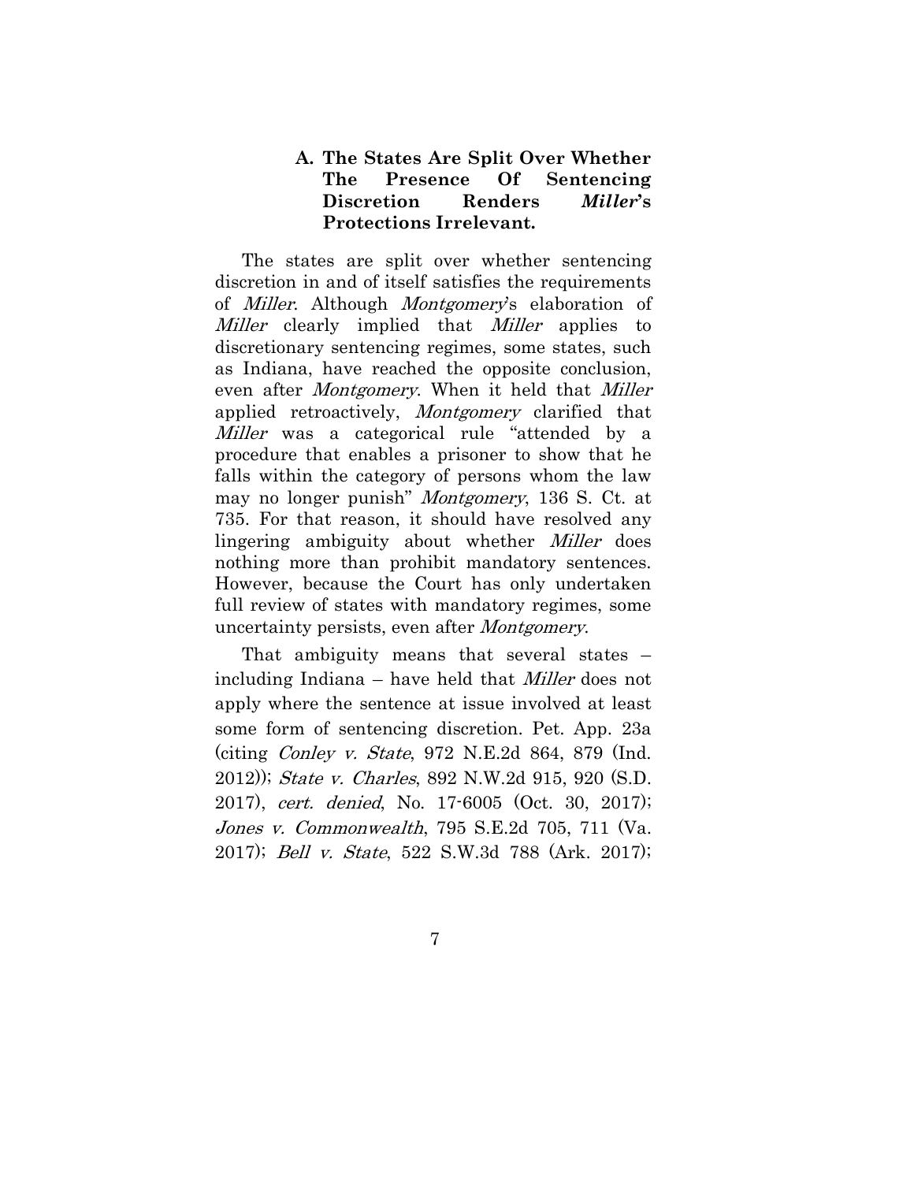### A. The States Are Split Over Whether The Presence Of Sentencing Discretion Renders *Miller*'s Protections Irrelevant.

The states are split over whether sentencing discretion in and of itself satisfies the requirements of *Miller*. Although *Montgomery*'s elaboration of *Miller* clearly implied that *Miller* applies to discretionary sentencing regimes, some states, such as Indiana, have reached the opposite conclusion, even after *Montgomery*. When it held that *Miller* applied retroactively, *Montgomery* clarified that *Miller* was a categorical rule "attended by a procedure that enables a prisoner to show that he falls within the category of persons whom the law may no longer punish" *Montgomery*, 136 S. Ct. at 735. For that reason, it should have resolved any lingering ambiguity about whether *Miller* does nothing more than prohibit mandatory sentences. However, because the Court has only undertaken full review of states with mandatory regimes, some uncertainty persists, even after *Montgomery*.

That ambiguity means that several states – including Indiana – have held that *Miller* does not apply where the sentence at issue involved at least some form of sentencing discretion. Pet. App. 23a (citing *Conley v. State*, 972 N.E.2d 864, 879 (Ind. 2012)); *State v. Charles*, 892 N.W.2d 915, 920 (S.D. 2017), *cert. denied*, No. 17-6005 (Oct. 30, 2017); *Jones v. Commonwealth*, 795 S.E.2d 705, 711 (Va. 2017); *Bell v. State*, 522 S.W.3d 788 (Ark. 2017);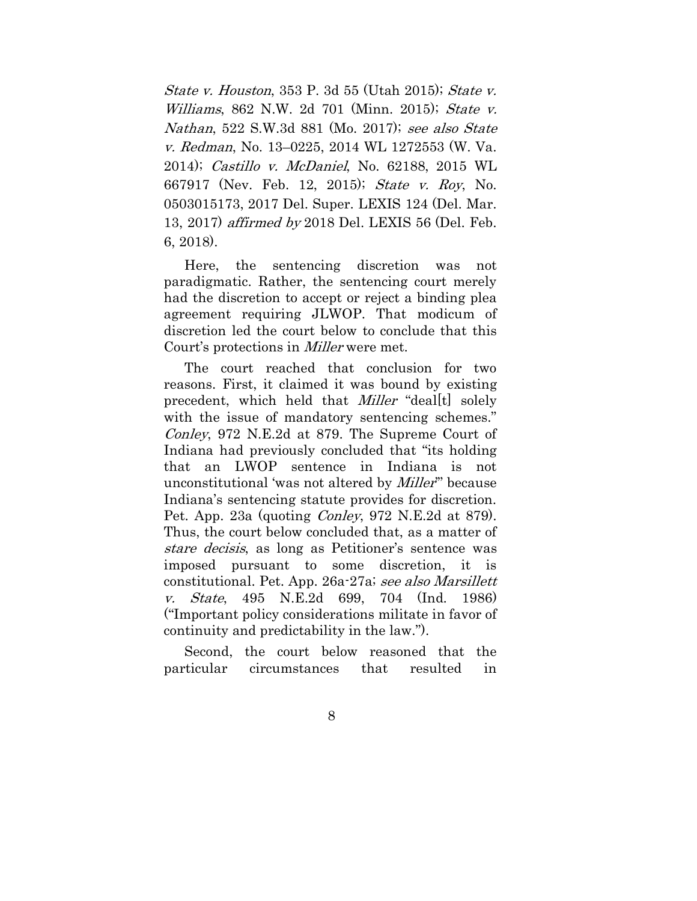*State v. Houston*, 353 P. 3d 55 (Utah 2015); *State v. Williams*, 862 N.W. 2d 701 (Minn. 2015); *State v. Nathan*, 522 S.W.3d 881 (Mo. 2017); *see also State v. Redman*, No. 13–0225, 2014 WL 1272553 (W. Va. 2014); *Castillo v. McDaniel*, No. 62188, 2015 WL 667917 (Nev. Feb. 12, 2015); *State v. Roy*, No. 0503015173, 2017 Del. Super. LEXIS 124 (Del. Mar. 13, 2017) *affirmed by* 2018 Del. LEXIS 56 (Del. Feb. 6, 2018).

Here, the sentencing discretion was not paradigmatic. Rather, the sentencing court merely had the discretion to accept or reject a binding plea agreement requiring JLWOP. That modicum of discretion led the court below to conclude that this Court's protections in *Miller* were met.

The court reached that conclusion for two reasons. First, it claimed it was bound by existing precedent, which held that *Miller* "deal[t] solely with the issue of mandatory sentencing schemes." *Conley*, 972 N.E.2d at 879. The Supreme Court of Indiana had previously concluded that "its holding that an LWOP sentence in Indiana is not unconstitutional 'was not altered by *Miller*'" because Indiana's sentencing statute provides for discretion. Pet. App. 23a (quoting *Conley*, 972 N.E.2d at 879). Thus, the court below concluded that, as a matter of *stare decisis*, as long as Petitioner's sentence was imposed pursuant to some discretion, it is constitutional. Pet. App. 26a-27a; *see also Marsillett v. State*, 495 N.E.2d 699, 704 (Ind. 1986) ("Important policy considerations militate in favor of continuity and predictability in the law.").

Second, the court below reasoned that the particular circumstances that resulted in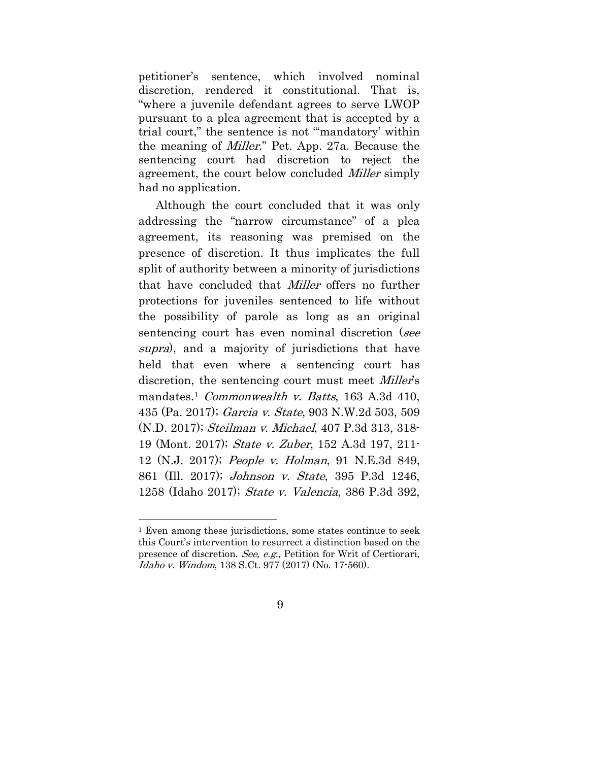petitioner's sentence, which involved nominal discretion, rendered it constitutional. That is, "where a juvenile defendant agrees to serve LWOP pursuant to a plea agreement that is accepted by a trial court," the sentence is not "'mandatory' within the meaning of *Miller*." Pet. App. 27a. Because the sentencing court had discretion to reject the agreement, the court below concluded *Miller* simply had no application.

Although the court concluded that it was only addressing the "narrow circumstance" of a plea agreement, its reasoning was premised on the presence of discretion. It thus implicates the full split of authority between a minority of jurisdictions that have concluded that *Miller* offers no further protections for juveniles sentenced to life without the possibility of parole as long as an original sentencing court has even nominal discretion (*see supra*), and a majority of jurisdictions that have held that even where a sentencing court has discretion, the sentencing court must meet *Miller*'s mandates.[1] *Commonwealth v. Batts*, 163 A.3d 410, 435 (Pa. 2017); *Garcia v. State*, 903 N.W.2d 503, 509 (N.D. 2017); *Steilman v. Michael*, 407 P.3d 313, 318-19 (Mont. 2017); *State v. Zuber*, 152 A.3d 197, 211-12 (N.J. 2017); *People v. Holman*, 91 N.E.3d 849, 861 (Ill. 2017); *Johnson v. State*, 395 P.3d 1246, 1258 (Idaho 2017); *State v. Valencia*, 386 P.3d 392,

---

[1] Even among these jurisdictions, some states continue to seek this Court's intervention to resurrect a distinction based on the presence of discretion. *See, e.g.*, Petition for Writ of Certiorari, *Idaho v. Windom*, 138 S.Ct. 977 (2017) (No. 17-560).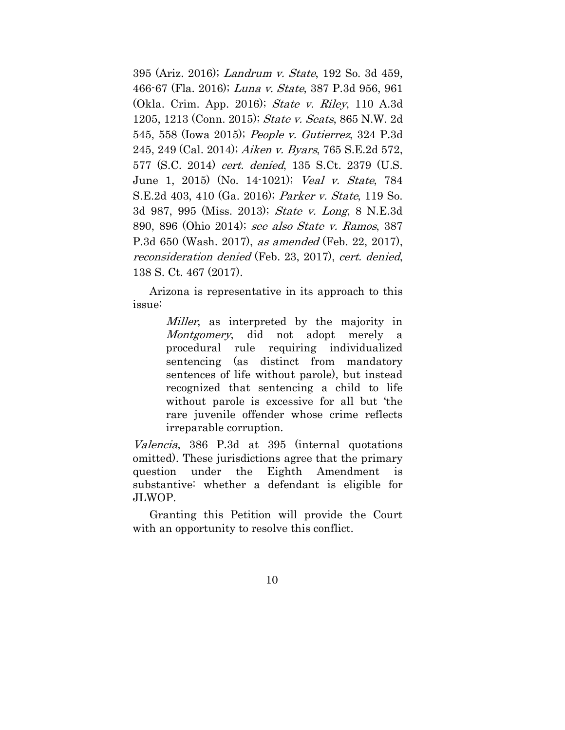395 (Ariz. 2016); *Landrum v. State*, 192 So. 3d 459, 466-67 (Fla. 2016); *Luna v. State*, 387 P.3d 956, 961 (Okla. Crim. App. 2016); *State v. Riley*, 110 A.3d 1205, 1213 (Conn. 2015); *State v. Seats*, 865 N.W. 2d 545, 558 (Iowa 2015); *People v. Gutierrez*, 324 P.3d 245, 249 (Cal. 2014); *Aiken v. Byars*, 765 S.E.2d 572, 577 (S.C. 2014) *cert. denied*, 135 S.Ct. 2379 (U.S. June 1, 2015) (No. 14-1021); *Veal v. State*, 784 S.E.2d 403, 410 (Ga. 2016); *Parker v. State*, 119 So. 3d 987, 995 (Miss. 2013); *State v. Long*, 8 N.E.3d 890, 896 (Ohio 2014); *see also State v. Ramos*, 387 P.3d 650 (Wash. 2017), *as amended* (Feb. 22, 2017), *reconsideration denied* (Feb. 23, 2017), *cert. denied*, 138 S. Ct. 467 (2017).

Arizona is representative in its approach to this issue:

> *Miller*, as interpreted by the majority in *Montgomery*, did not adopt merely a procedural rule requiring individualized sentencing (as distinct from mandatory sentences of life without parole), but instead recognized that sentencing a child to life without parole is excessive for all but 'the rare juvenile offender whose crime reflects irreparable corruption.

*Valencia*, 386 P.3d at 395 (internal quotations omitted). These jurisdictions agree that the primary question under the Eighth Amendment is substantive: whether a defendant is eligible for JLWOP.

Granting this Petition will provide the Court with an opportunity to resolve this conflict.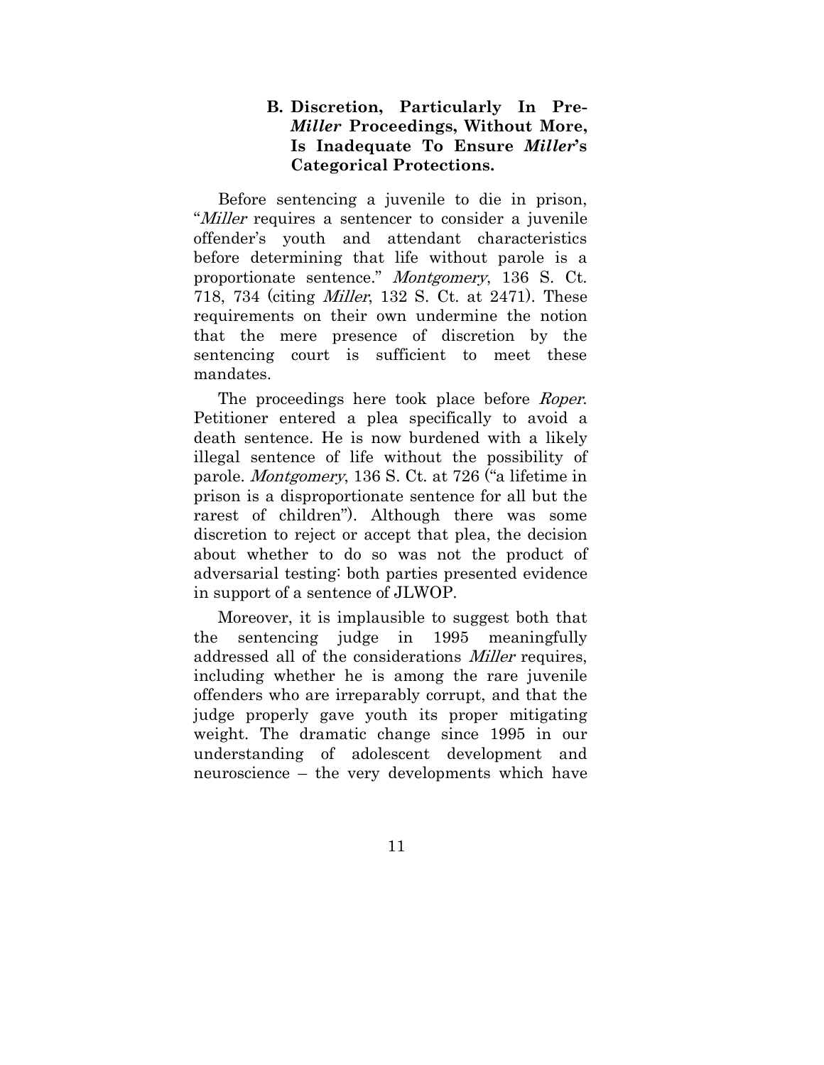### B. Discretion, Particularly In Pre-*Miller* Proceedings, Without More, Is Inadequate To Ensure *Miller*'s Categorical Protections.

Before sentencing a juvenile to die in prison, "*Miller* requires a sentencer to consider a juvenile offender's youth and attendant characteristics before determining that life without parole is a proportionate sentence." *Montgomery*, 136 S. Ct. 718, 734 (citing *Miller*, 132 S. Ct. at 2471). These requirements on their own undermine the notion that the mere presence of discretion by the sentencing court is sufficient to meet these mandates.

The proceedings here took place before *Roper*. Petitioner entered a plea specifically to avoid a death sentence. He is now burdened with a likely illegal sentence of life without the possibility of parole. *Montgomery*, 136 S. Ct. at 726 ("a lifetime in prison is a disproportionate sentence for all but the rarest of children"). Although there was some discretion to reject or accept that plea, the decision about whether to do so was not the product of adversarial testing: both parties presented evidence in support of a sentence of JLWOP.

Moreover, it is implausible to suggest both that the sentencing judge in 1995 meaningfully addressed all of the considerations *Miller* requires, including whether he is among the rare juvenile offenders who are irreparably corrupt, and that the judge properly gave youth its proper mitigating weight. The dramatic change since 1995 in our understanding of adolescent development and neuroscience – the very developments which have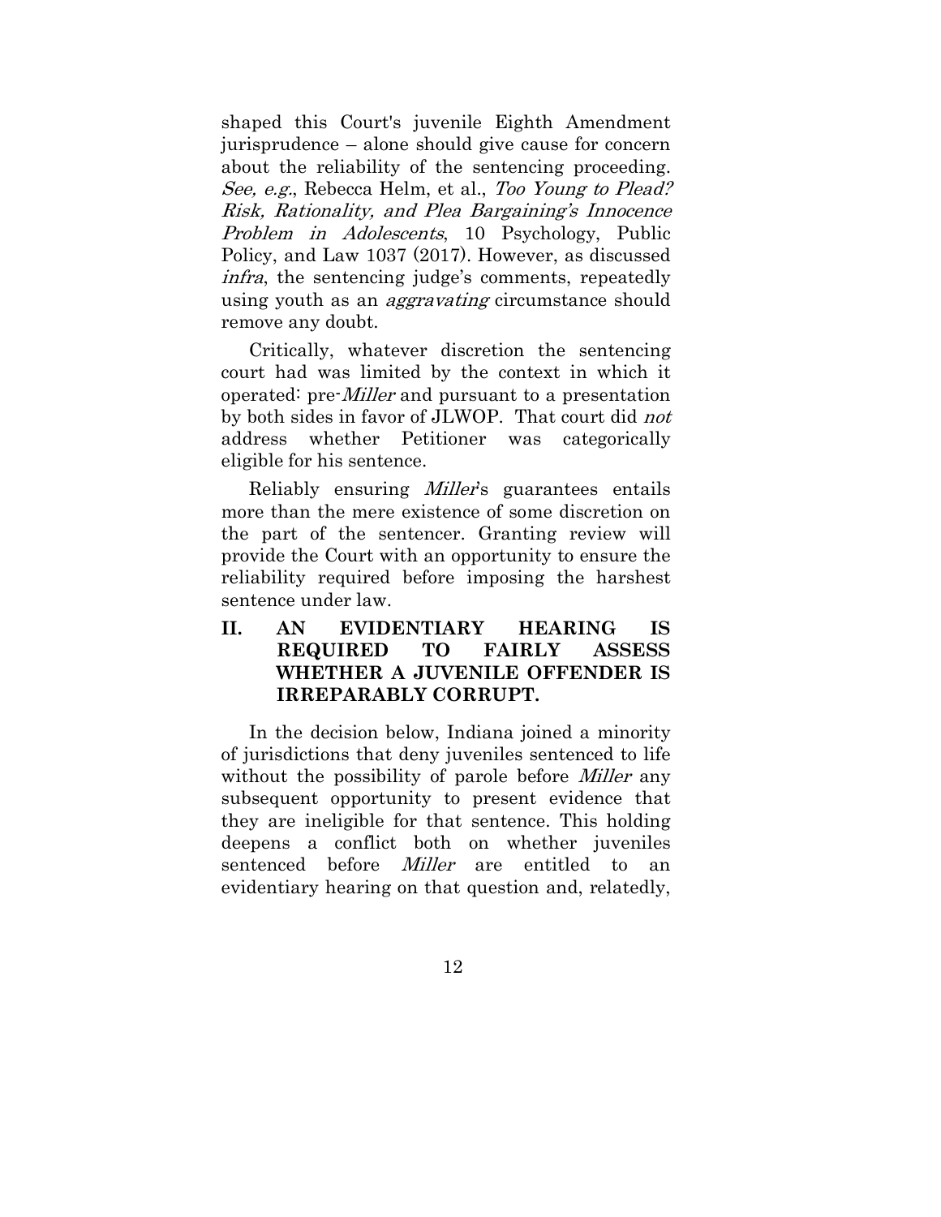shaped this Court's juvenile Eighth Amendment jurisprudence – alone should give cause for concern about the reliability of the sentencing proceeding. *See, e.g.*, Rebecca Helm, et al., *Too Young to Plead? Risk, Rationality, and Plea Bargaining's Innocence Problem in Adolescents*, 10 Psychology, Public Policy, and Law 1037 (2017). However, as discussed *infra*, the sentencing judge's comments, repeatedly using youth as an *aggravating* circumstance should remove any doubt.

Critically, whatever discretion the sentencing court had was limited by the context in which it operated: pre-*Miller* and pursuant to a presentation by both sides in favor of JLWOP. That court did *not* address whether Petitioner was categorically eligible for his sentence.

Reliably ensuring *Miller*'s guarantees entails more than the mere existence of some discretion on the part of the sentencer. Granting review will provide the Court with an opportunity to ensure the reliability required before imposing the harshest sentence under law.

## II. AN EVIDENTIARY HEARING IS REQUIRED TO FAIRLY ASSESS WHETHER A JUVENILE OFFENDER IS IRREPARABLY CORRUPT.

In the decision below, Indiana joined a minority of jurisdictions that deny juveniles sentenced to life without the possibility of parole before *Miller* any subsequent opportunity to present evidence that they are ineligible for that sentence. This holding deepens a conflict both on whether juveniles sentenced before *Miller* are entitled to an evidentiary hearing on that question and, relatedly,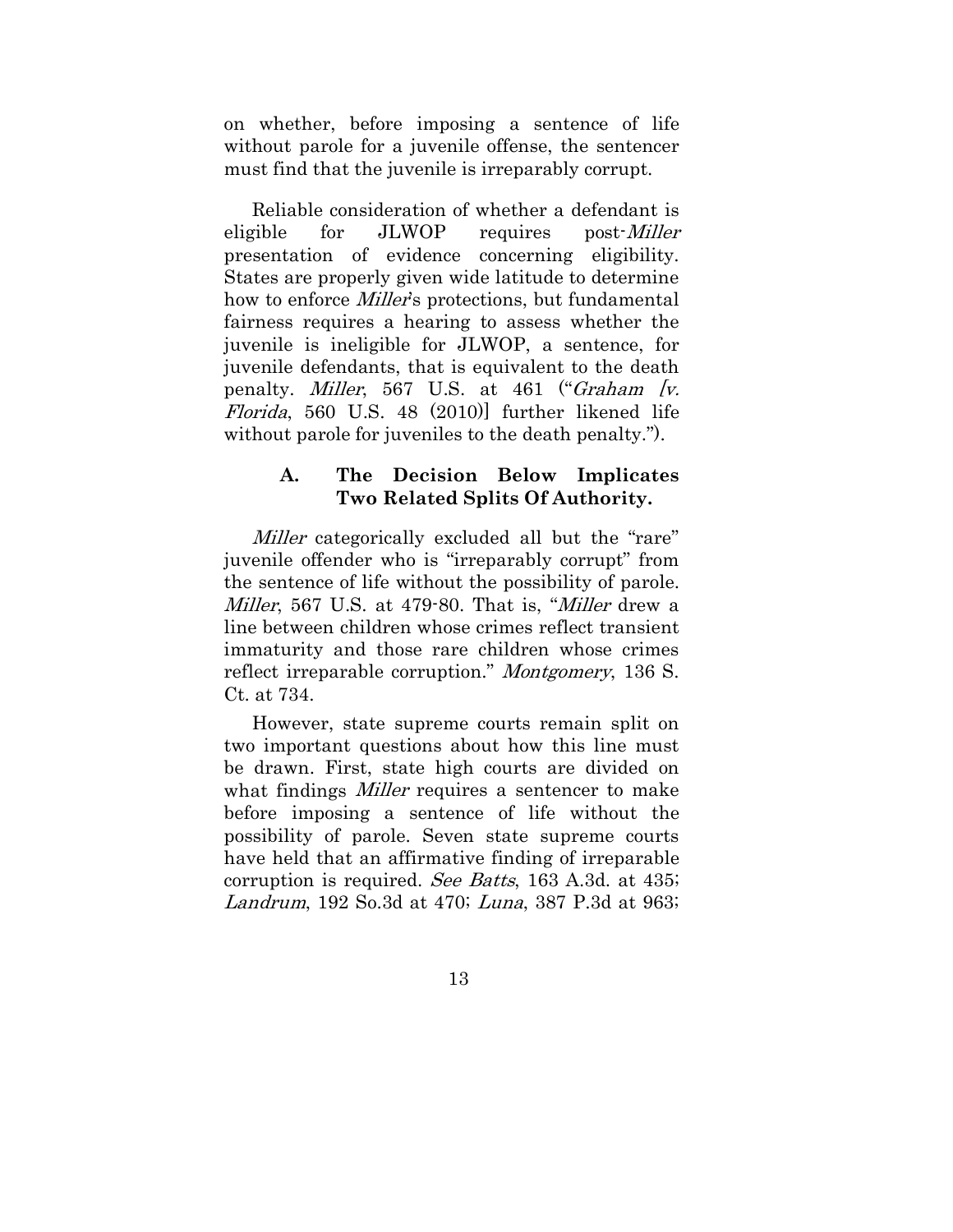on whether, before imposing a sentence of life without parole for a juvenile offense, the sentencer must find that the juvenile is irreparably corrupt.

Reliable consideration of whether a defendant is eligible for JLWOP requires post-*Miller* presentation of evidence concerning eligibility. States are properly given wide latitude to determine how to enforce *Miller*'s protections, but fundamental fairness requires a hearing to assess whether the juvenile is ineligible for JLWOP, a sentence, for juvenile defendants, that is equivalent to the death penalty. *Miller*, 567 U.S. at 461 ("*Graham [v. Florida*, 560 U.S. 48 (2010)] further likened life without parole for juveniles to the death penalty.").

### A. The Decision Below Implicates Two Related Splits Of Authority.

*Miller* categorically excluded all but the "rare" juvenile offender who is "irreparably corrupt" from the sentence of life without the possibility of parole. *Miller*, 567 U.S. at 479-80. That is, "*Miller* drew a line between children whose crimes reflect transient immaturity and those rare children whose crimes reflect irreparable corruption." *Montgomery*, 136 S. Ct. at 734.

However, state supreme courts remain split on two important questions about how this line must be drawn. First, state high courts are divided on what findings *Miller* requires a sentencer to make before imposing a sentence of life without the possibility of parole. Seven state supreme courts have held that an affirmative finding of irreparable corruption is required. *See Batts*, 163 A.3d. at 435; *Landrum*, 192 So.3d at 470; *Luna*, 387 P.3d at 963;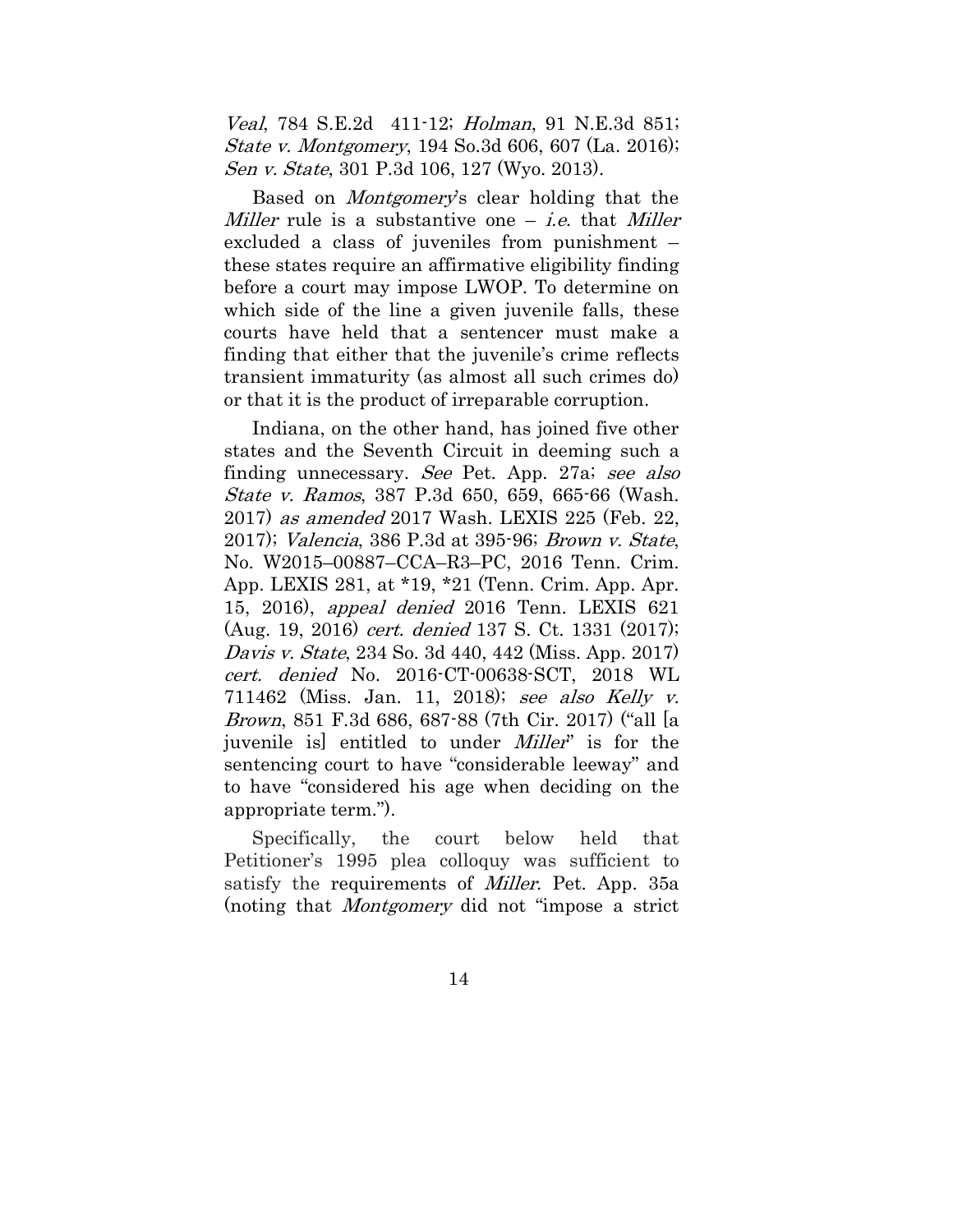*Veal*, 784 S.E.2d 411-12; *Holman*, 91 N.E.3d 851; *State v. Montgomery*, 194 So.3d 606, 607 (La. 2016); *Sen v. State*, 301 P.3d 106, 127 (Wyo. 2013).

Based on *Montgomery*'s clear holding that the *Miller* rule is a substantive one – *i.e.* that *Miller* excluded a class of juveniles from punishment – these states require an affirmative eligibility finding before a court may impose LWOP. To determine on which side of the line a given juvenile falls, these courts have held that a sentencer must make a finding that either that the juvenile's crime reflects transient immaturity (as almost all such crimes do) or that it is the product of irreparable corruption.

Indiana, on the other hand, has joined five other states and the Seventh Circuit in deeming such a finding unnecessary. *See* Pet. App. 27a; *see also State v. Ramos*, 387 P.3d 650, 659, 665-66 (Wash. 2017) *as amended* 2017 Wash. LEXIS 225 (Feb. 22, 2017); *Valencia*, 386 P.3d at 395-96; *Brown v. State*, No. W2015–00887–CCA–R3–PC, 2016 Tenn. Crim. App. LEXIS 281, at *19, *21 (Tenn. Crim. App. Apr. 15, 2016), *appeal denied* 2016 Tenn. LEXIS 621 (Aug. 19, 2016) *cert. denied* 137 S. Ct. 1331 (2017); *Davis v. State*, 234 So. 3d 440, 442 (Miss. App. 2017) *cert. denied* No. 2016-CT-00638-SCT, 2018 WL 711462 (Miss. Jan. 11, 2018); *see also Kelly v. Brown*, 851 F.3d 686, 687-88 (7th Cir. 2017) ("all [a juvenile is] entitled to under *Miller*" is for the sentencing court to have "considerable leeway" and to have "considered his age when deciding on the appropriate term.").

Specifically, the court below held that Petitioner's 1995 plea colloquy was sufficient to satisfy the requirements of *Miller*. Pet. App. 35a (noting that *Montgomery* did not "impose a strict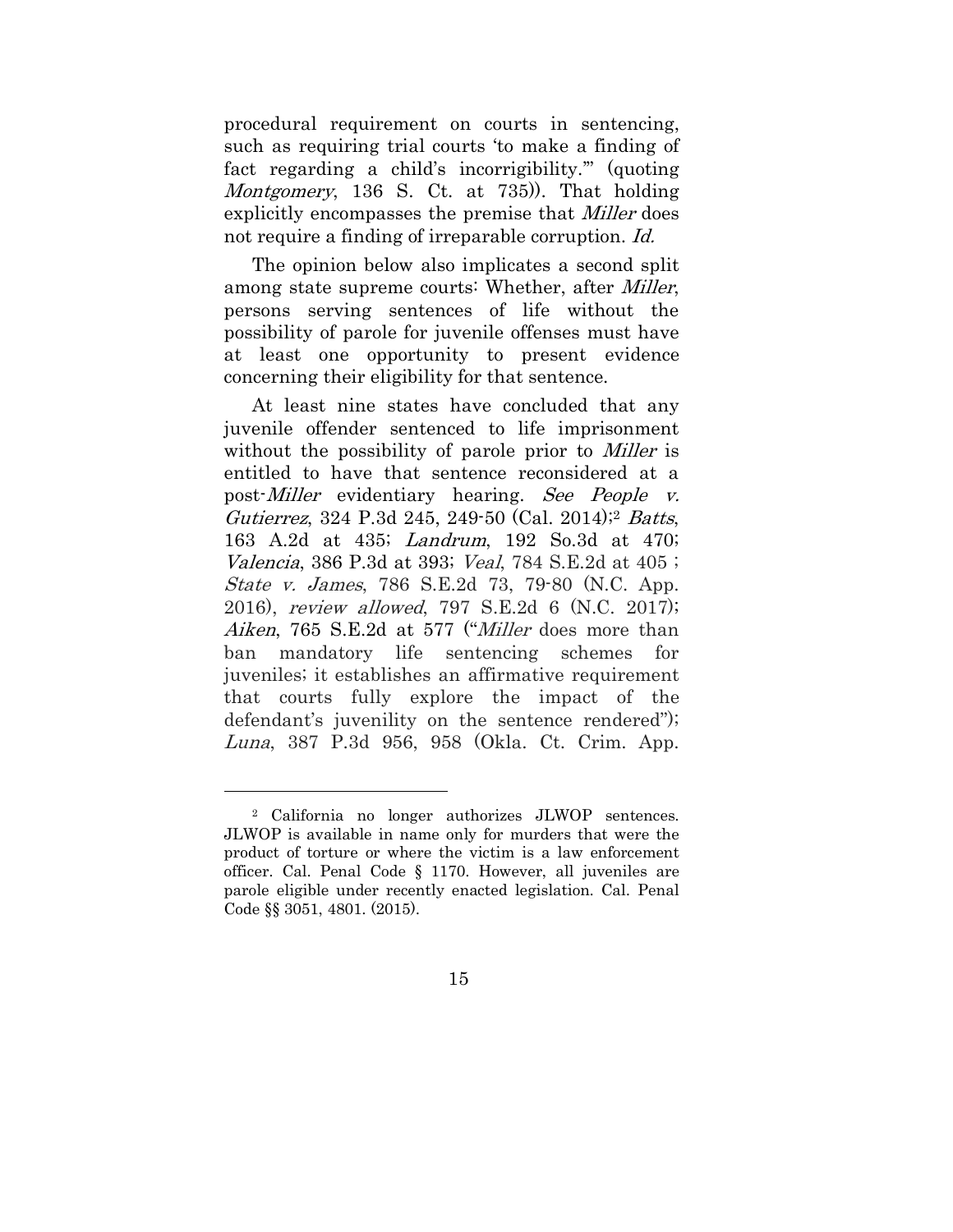procedural requirement on courts in sentencing, such as requiring trial courts 'to make a finding of fact regarding a child's incorrigibility.'" (quoting *Montgomery*, 136 S. Ct. at 735)). That holding explicitly encompasses the premise that *Miller* does not require a finding of irreparable corruption. *Id.*

The opinion below also implicates a second split among state supreme courts: Whether, after *Miller*, persons serving sentences of life without the possibility of parole for juvenile offenses must have at least one opportunity to present evidence concerning their eligibility for that sentence.

At least nine states have concluded that any juvenile offender sentenced to life imprisonment without the possibility of parole prior to *Miller* is entitled to have that sentence reconsidered at a post-*Miller* evidentiary hearing. *See People v. Gutierrez*, 324 P.3d 245, 249-50 (Cal. 2014);[2] *Batts*, 163 A.2d at 435; *Landrum*, 192 So.3d at 470; *Valencia*, 386 P.3d at 393; *Veal*, 784 S.E.2d at 405 ; *State v. James*, 786 S.E.2d 73, 79-80 (N.C. App. 2016), *review allowed*, 797 S.E.2d 6 (N.C. 2017); *Aiken*, 765 S.E.2d at 577 ("*Miller* does more than ban mandatory life sentencing schemes for juveniles; it establishes an affirmative requirement that courts fully explore the impact of the defendant's juvenility on the sentence rendered"); *Luna*, 387 P.3d 956, 958 (Okla. Ct. Crim. App.

---

[2] California no longer authorizes JLWOP sentences. JLWOP is available in name only for murders that were the product of torture or where the victim is a law enforcement officer. Cal. Penal Code § 1170. However, all juveniles are parole eligible under recently enacted legislation. Cal. Penal Code §§ 3051, 4801. (2015).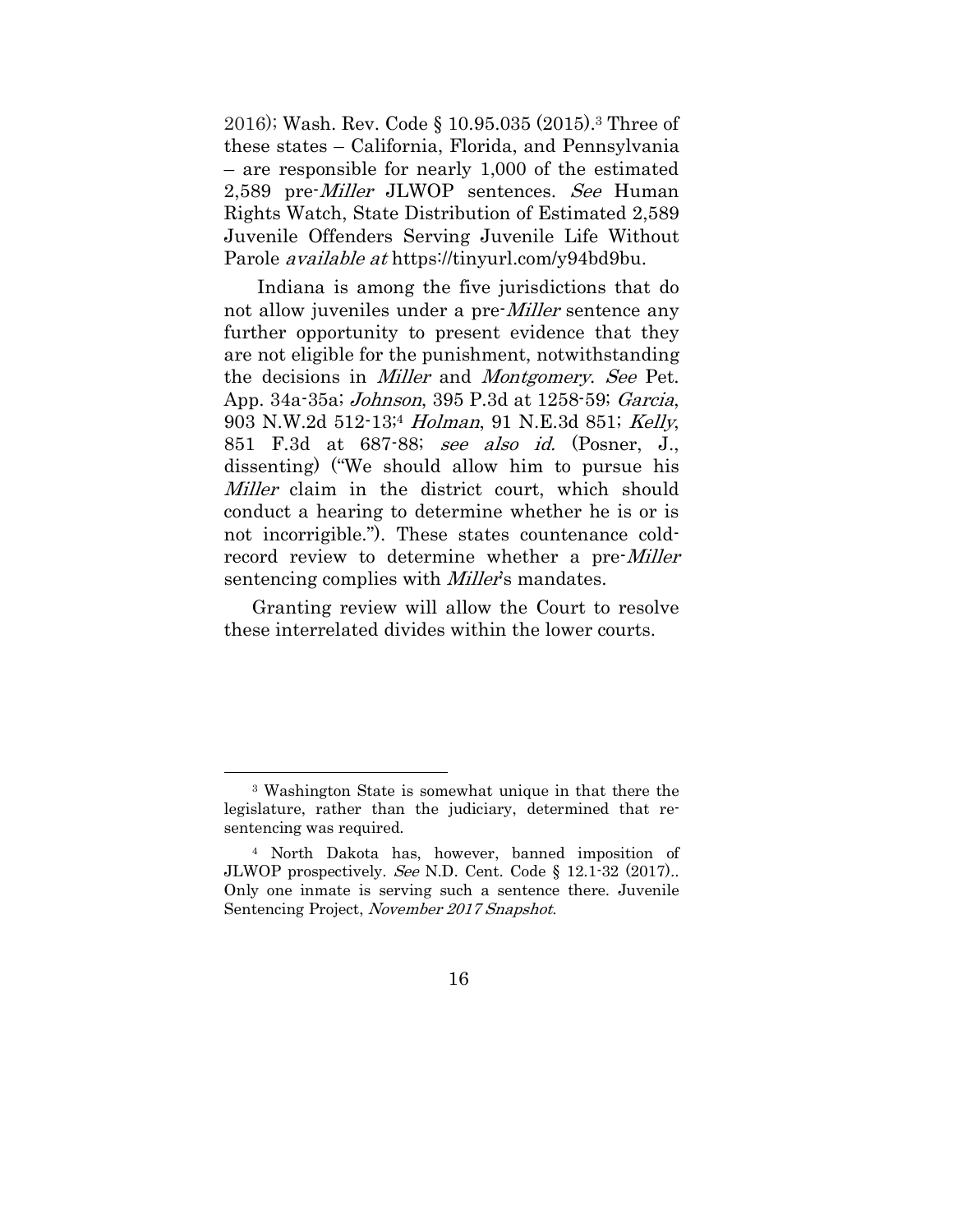2016); Wash. Rev. Code § 10.95.035 (2015).[3] Three of these states – California, Florida, and Pennsylvania – are responsible for nearly 1,000 of the estimated 2,589 pre-*Miller* JLWOP sentences. *See* Human Rights Watch, State Distribution of Estimated 2,589 Juvenile Offenders Serving Juvenile Life Without Parole *available at* https://tinyurl.com/y94bd9bu.

Indiana is among the five jurisdictions that do not allow juveniles under a pre-*Miller* sentence any further opportunity to present evidence that they are not eligible for the punishment, notwithstanding the decisions in *Miller* and *Montgomery*. *See* Pet. App. 34a-35a; *Johnson*, 395 P.3d at 1258-59; *Garcia*, 903 N.W.2d 512-13;[4] *Holman*, 91 N.E.3d 851; *Kelly*, 851 F.3d at 687-88; *see also id.* (Posner, J., dissenting) ("We should allow him to pursue his *Miller* claim in the district court, which should conduct a hearing to determine whether he is or is not incorrigible."). These states countenance cold-record review to determine whether a pre-*Miller* sentencing complies with *Miller*'s mandates.

Granting review will allow the Court to resolve these interrelated divides within the lower courts.

---

[3] Washington State is somewhat unique in that there the legislature, rather than the judiciary, determined that re-sentencing was required.

[4] North Dakota has, however, banned imposition of JLWOP prospectively. *See* N.D. Cent. Code § 12.1-32 (2017).. Only one inmate is serving such a sentence there. Juvenile Sentencing Project, *November 2017 Snapshot*.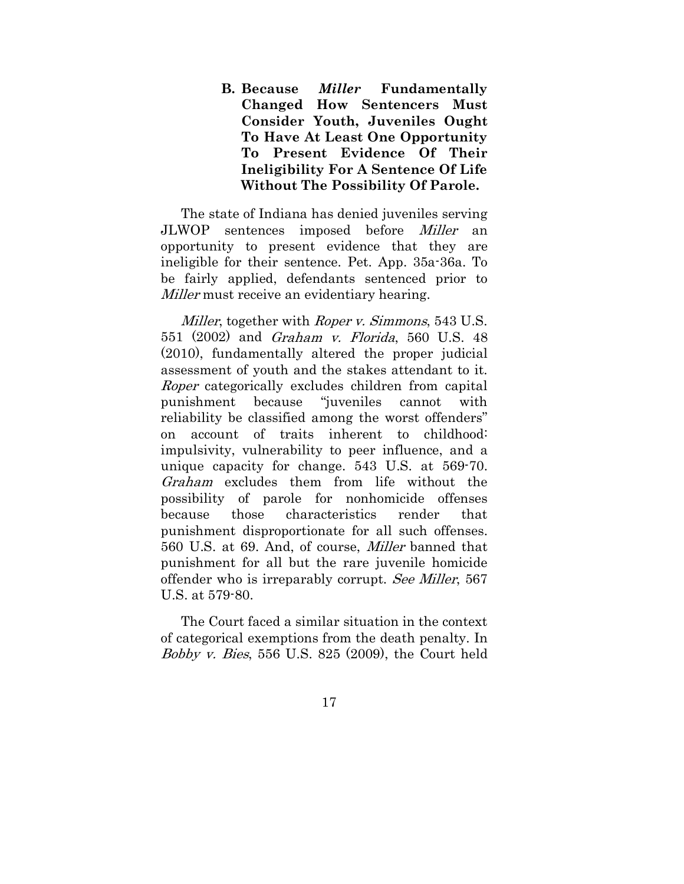### B. Because *Miller* Fundamentally Changed How Sentencers Must Consider Youth, Juveniles Ought To Have At Least One Opportunity To Present Evidence Of Their Ineligibility For A Sentence Of Life Without The Possibility Of Parole.

The state of Indiana has denied juveniles serving JLWOP sentences imposed before *Miller* an opportunity to present evidence that they are ineligible for their sentence. Pet. App. 35a-36a. To be fairly applied, defendants sentenced prior to *Miller* must receive an evidentiary hearing.

*Miller*, together with *Roper v. Simmons*, 543 U.S. 551 (2002) and *Graham v. Florida*, 560 U.S. 48 (2010), fundamentally altered the proper judicial assessment of youth and the stakes attendant to it. *Roper* categorically excludes children from capital punishment because "juveniles cannot with reliability be classified among the worst offenders" on account of traits inherent to childhood: impulsivity, vulnerability to peer influence, and a unique capacity for change. 543 U.S. at 569-70. *Graham* excludes them from life without the possibility of parole for nonhomicide offenses because those characteristics render that punishment disproportionate for all such offenses. 560 U.S. at 69. And, of course, *Miller* banned that punishment for all but the rare juvenile homicide offender who is irreparably corrupt. *See Miller*, 567 U.S. at 579-80.

The Court faced a similar situation in the context of categorical exemptions from the death penalty. In *Bobby v. Bies*, 556 U.S. 825 (2009), the Court held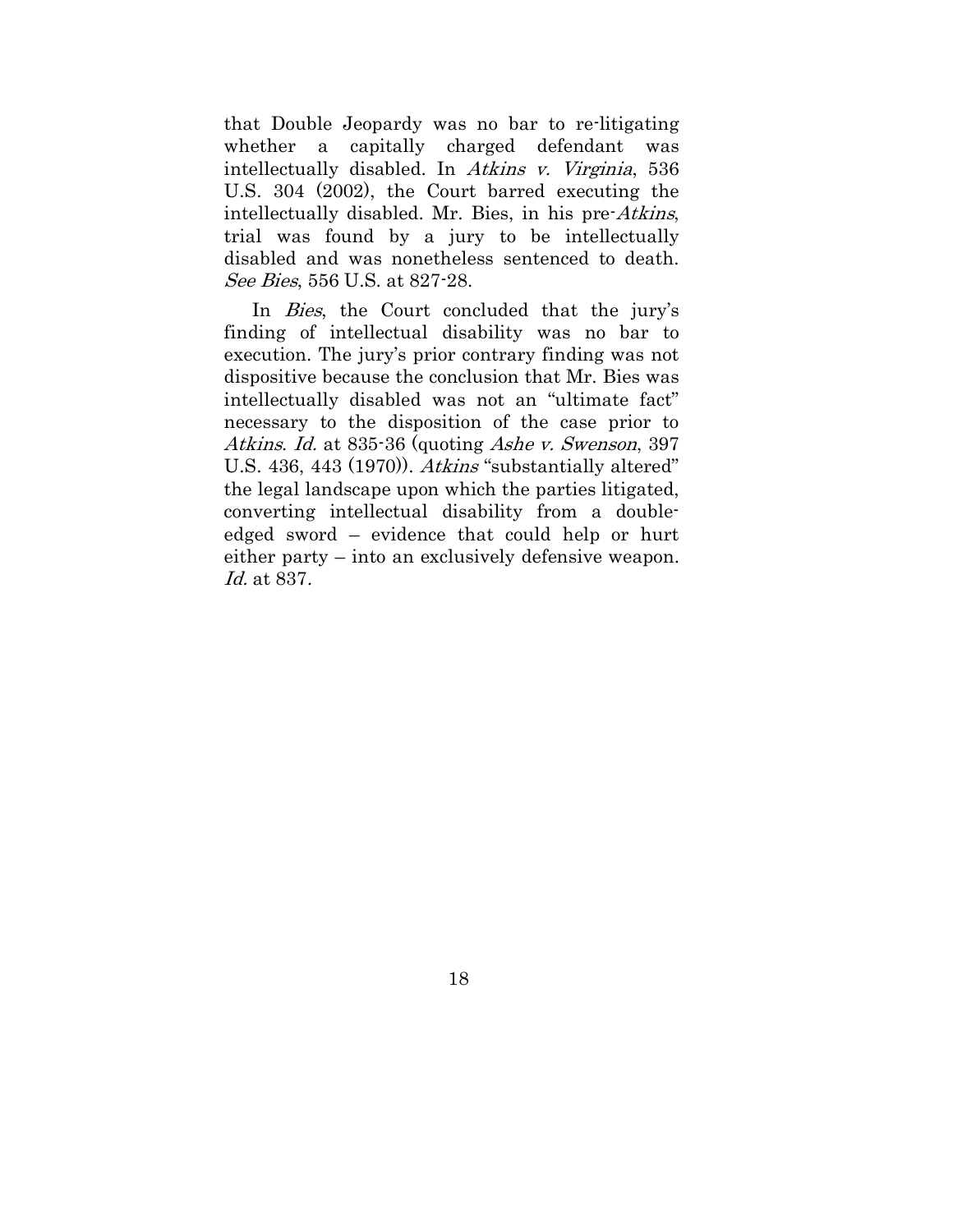that Double Jeopardy was no bar to re-litigating whether a capitally charged defendant was intellectually disabled. In *Atkins v. Virginia*, 536 U.S. 304 (2002), the Court barred executing the intellectually disabled. Mr. Bies, in his pre-*Atkins*, trial was found by a jury to be intellectually disabled and was nonetheless sentenced to death. *See Bies*, 556 U.S. at 827-28.

In *Bies*, the Court concluded that the jury's finding of intellectual disability was no bar to execution. The jury's prior contrary finding was not dispositive because the conclusion that Mr. Bies was intellectually disabled was not an "ultimate fact" necessary to the disposition of the case prior to *Atkins*. *Id.* at 835-36 (quoting *Ashe v. Swenson*, 397 U.S. 436, 443 (1970)). *Atkins* "substantially altered" the legal landscape upon which the parties litigated, converting intellectual disability from a double-edged sword – evidence that could help or hurt either party – into an exclusively defensive weapon. *Id.* at 837.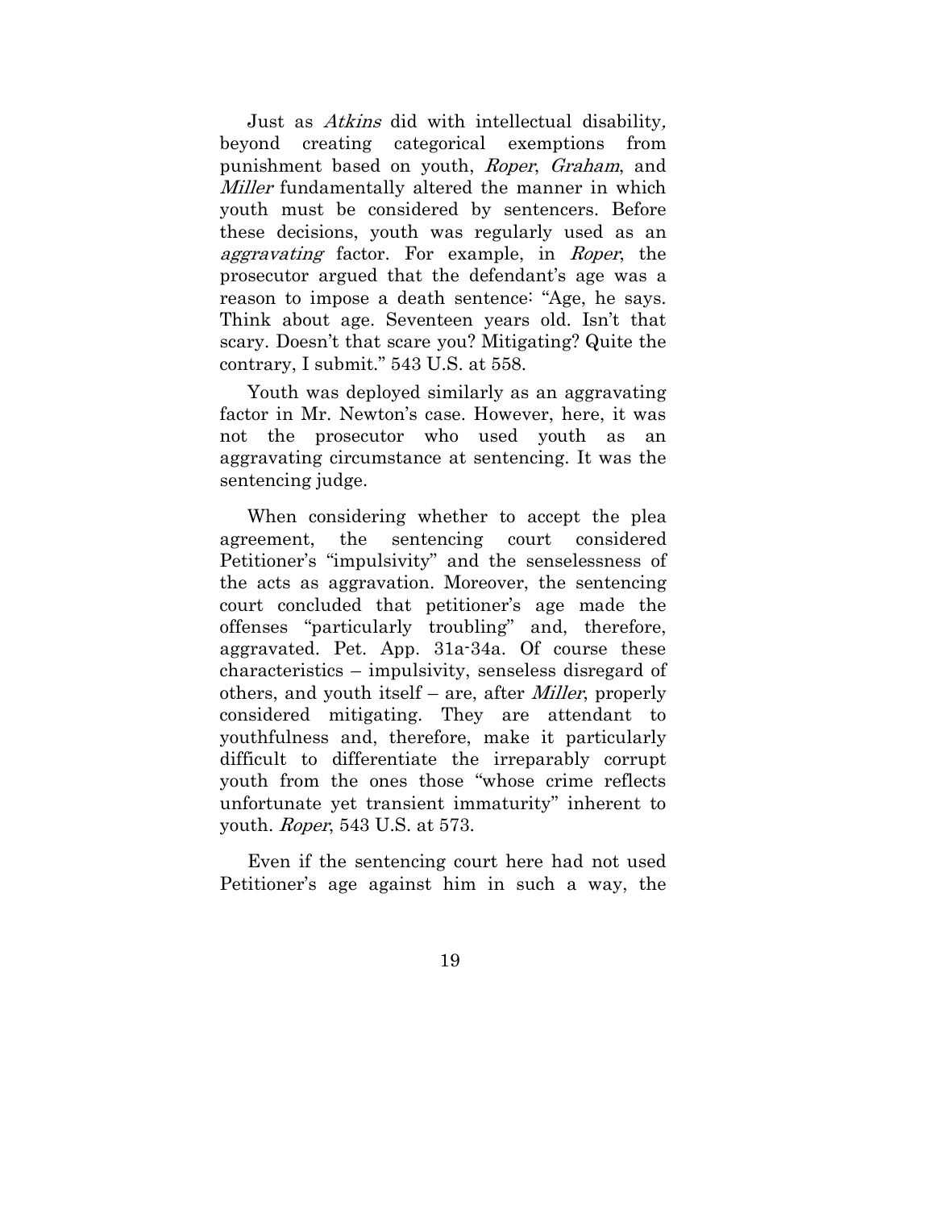Just as *Atkins* did with intellectual disability, beyond creating categorical exemptions from punishment based on youth, *Roper*, *Graham*, and *Miller* fundamentally altered the manner in which youth must be considered by sentencers. Before these decisions, youth was regularly used as an *aggravating* factor. For example, in *Roper*, the prosecutor argued that the defendant's age was a reason to impose a death sentence: "Age, he says. Think about age. Seventeen years old. Isn't that scary. Doesn't that scare you? Mitigating? Quite the contrary, I submit." 543 U.S. at 558.

Youth was deployed similarly as an aggravating factor in Mr. Newton's case. However, here, it was not the prosecutor who used youth as an aggravating circumstance at sentencing. It was the sentencing judge.

When considering whether to accept the plea agreement, the sentencing court considered Petitioner's "impulsivity" and the senselessness of the acts as aggravation. Moreover, the sentencing court concluded that petitioner's age made the offenses "particularly troubling" and, therefore, aggravated. Pet. App. 31a-34a. Of course these characteristics – impulsivity, senseless disregard of others, and youth itself – are, after *Miller*, properly considered mitigating. They are attendant to youthfulness and, therefore, make it particularly difficult to differentiate the irreparably corrupt youth from the ones those "whose crime reflects unfortunate yet transient immaturity" inherent to youth. *Roper*, 543 U.S. at 573.

Even if the sentencing court here had not used Petitioner's age against him in such a way, the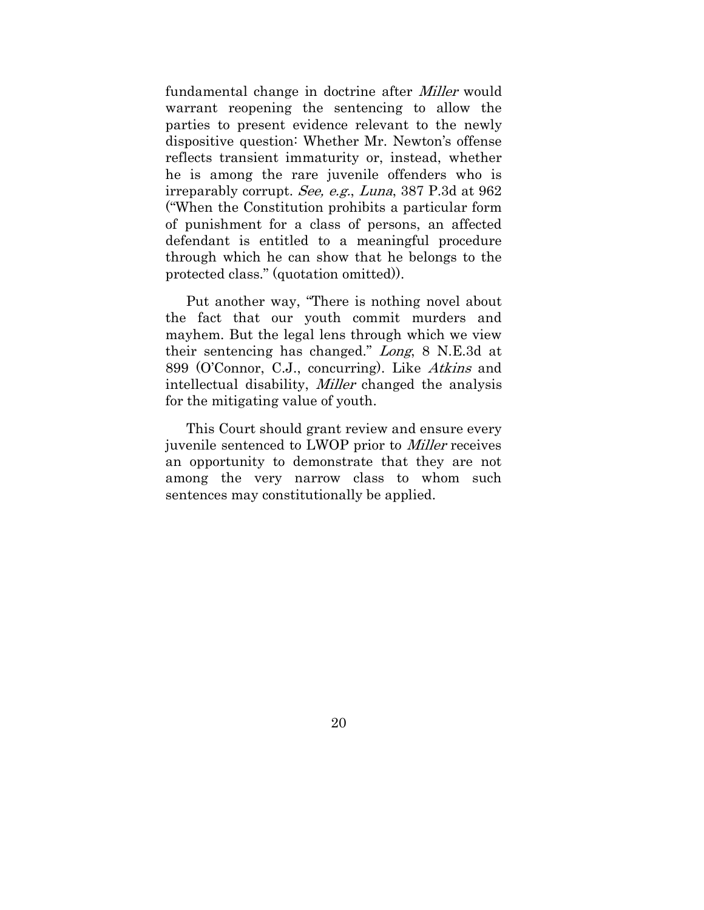fundamental change in doctrine after *Miller* would warrant reopening the sentencing to allow the parties to present evidence relevant to the newly dispositive question: Whether Mr. Newton's offense reflects transient immaturity or, instead, whether he is among the rare juvenile offenders who is irreparably corrupt. *See, e.g.*, *Luna*, 387 P.3d at 962 ("When the Constitution prohibits a particular form of punishment for a class of persons, an affected defendant is entitled to a meaningful procedure through which he can show that he belongs to the protected class." (quotation omitted)).

Put another way, "There is nothing novel about the fact that our youth commit murders and mayhem. But the legal lens through which we view their sentencing has changed." *Long*, 8 N.E.3d at 899 (O'Connor, C.J., concurring). Like *Atkins* and intellectual disability, *Miller* changed the analysis for the mitigating value of youth.

This Court should grant review and ensure every juvenile sentenced to LWOP prior to *Miller* receives an opportunity to demonstrate that they are not among the very narrow class to whom such sentences may constitutionally be applied.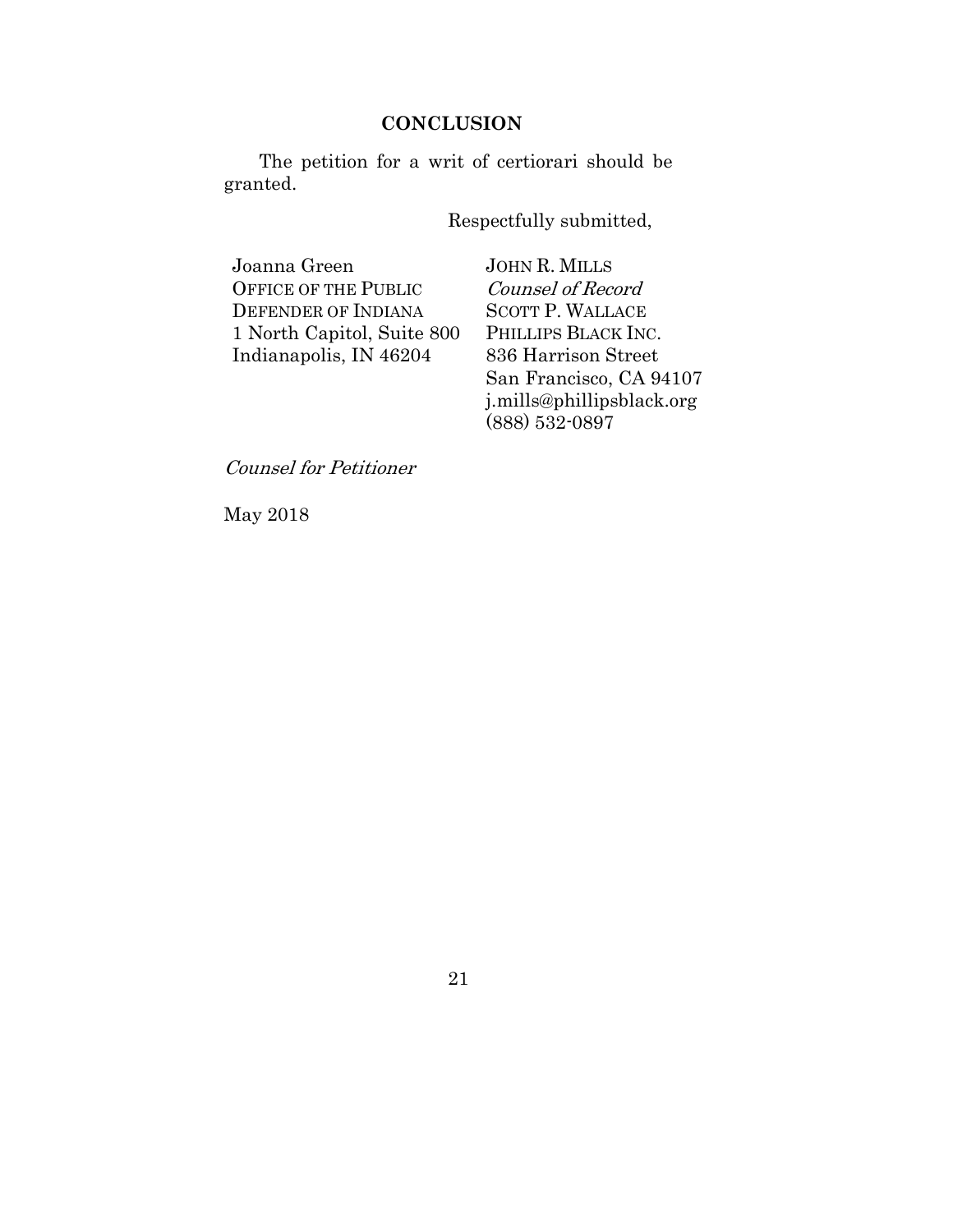## CONCLUSION

The petition for a writ of certiorari should be granted.

Respectfully submitted,

JOHN R. MILLS
*Counsel of Record*
SCOTT P. WALLACE
PHILLIPS BLACK INC.
836 Harrison Street
San Francisco, CA 94107
j.mills@phillipsblack.org
(888) 532-0897

Joanna Green
OFFICE OF THE PUBLIC DEFENDER OF INDIANA
1 North Capitol, Suite 800
Indianapolis, IN 46204

*Counsel for Petitioner*

May 2018